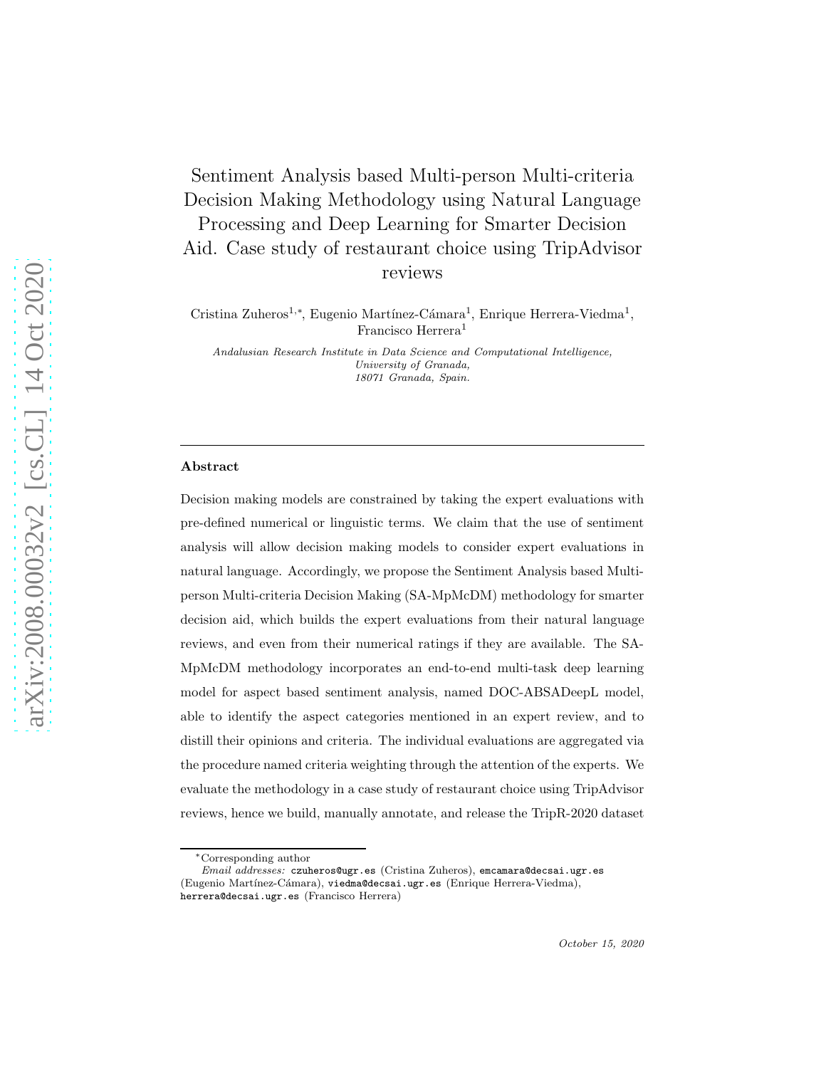# Sentiment Analysis based Multi-person Multi-criteria Decision Making Methodology using Natural Language Processing and Deep Learning for Smarter Decision Aid. Case study of restaurant choice using TripAdvisor reviews

Cristina Zuheros[1,*], Eugenio Martínez-Cámara[1], Enrique Herrera-Viedma[1], Francisco Herrera[1]

*Andalusian Research Institute in Data Science and Computational Intelligence, University of Granada, 18071 Granada, Spain.*

---

### Abstract

Decision making models are constrained by taking the expert evaluations with pre-defined numerical or linguistic terms. We claim that the use of sentiment analysis will allow decision making models to consider expert evaluations in natural language. Accordingly, we propose the Sentiment Analysis based Multi-person Multi-criteria Decision Making (SA-MpMcDM) methodology for smarter decision aid, which builds the expert evaluations from their natural language reviews, and even from their numerical ratings if they are available. The SA-MpMcDM methodology incorporates an end-to-end multi-task deep learning model for aspect based sentiment analysis, named DOC-ABSADeepL model, able to identify the aspect categories mentioned in an expert review, and to distill their opinions and criteria. The individual evaluations are aggregated via the procedure named criteria weighting through the attention of the experts. We evaluate the methodology in a case study of restaurant choice using TripAdvisor reviews, hence we build, manually annotate, and release the TripR-2020 dataset

---

[*] Corresponding author

*Email addresses:* czuheros@ugr.es (Cristina Zuheros), emcamara@decsai.ugr.es (Eugenio Martínez-Cámara), viedma@decsai.ugr.es (Enrique Herrera-Viedma), herrera@decsai.ugr.es (Francisco Herrera)

*October 15, 2020*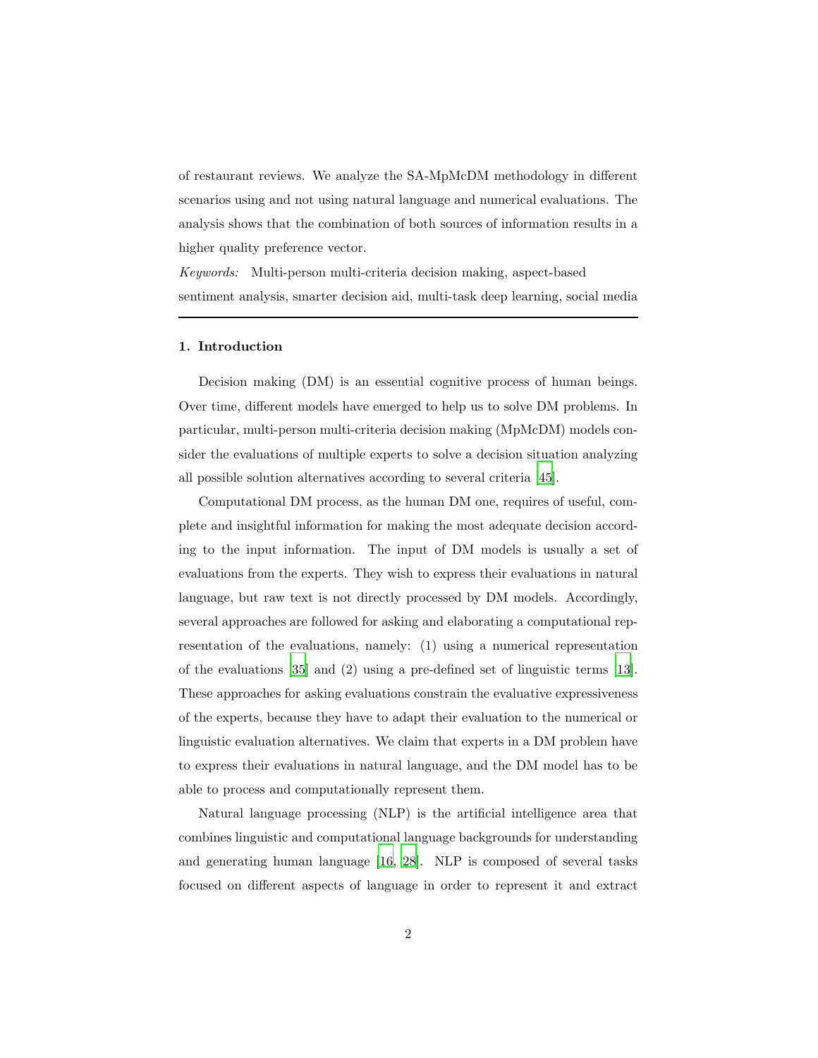of restaurant reviews. We analyze the SA-MpMcDM methodology in different scenarios using and not using natural language and numerical evaluations. The analysis shows that the combination of both sources of information results in a higher quality preference vector.

*Keywords:* Multi-person multi-criteria decision making, aspect-based sentiment analysis, smarter decision aid, multi-task deep learning, social media

---

## 1. Introduction

Decision making (DM) is an essential cognitive process of human beings. Over time, different models have emerged to help us to solve DM problems. In particular, multi-person multi-criteria decision making (MpMcDM) models consider the evaluations of multiple experts to solve a decision situation analyzing all possible solution alternatives according to several criteria [45].

Computational DM process, as the human DM one, requires of useful, complete and insightful information for making the most adequate decision according to the input information. The input of DM models is usually a set of evaluations from the experts. They wish to express their evaluations in natural language, but raw text is not directly processed by DM models. Accordingly, several approaches are followed for asking and elaborating a computational representation of the evaluations, namely: (1) using a numerical representation of the evaluations [35] and (2) using a pre-defined set of linguistic terms [13]. These approaches for asking evaluations constrain the evaluative expressiveness of the experts, because they have to adapt their evaluation to the numerical or linguistic evaluation alternatives. We claim that experts in a DM problem have to express their evaluations in natural language, and the DM model has to be able to process and computationally represent them.

Natural language processing (NLP) is the artificial intelligence area that combines linguistic and computational language backgrounds for understanding and generating human language [16, 28]. NLP is composed of several tasks focused on different aspects of language in order to represent it and extract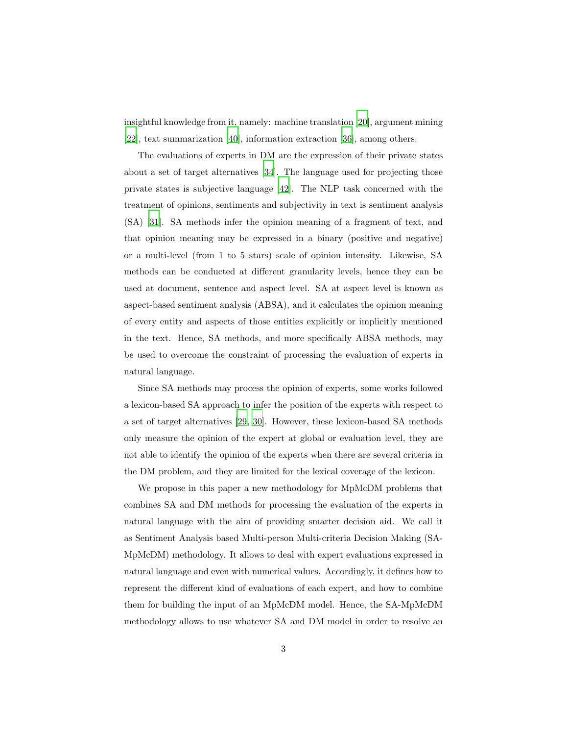insightful knowledge from it, namely: machine translation [20], argument mining [22], text summarization [40], information extraction [36], among others.

The evaluations of experts in DM are the expression of their private states about a set of target alternatives [34]. The language used for projecting those private states is subjective language [42]. The NLP task concerned with the treatment of opinions, sentiments and subjectivity in text is sentiment analysis (SA) [31]. SA methods infer the opinion meaning of a fragment of text, and that opinion meaning may be expressed in a binary (positive and negative) or a multi-level (from 1 to 5 stars) scale of opinion intensity. Likewise, SA methods can be conducted at different granularity levels, hence they can be used at document, sentence and aspect level. SA at aspect level is known as aspect-based sentiment analysis (ABSA), and it calculates the opinion meaning of every entity and aspects of those entities explicitly or implicitly mentioned in the text. Hence, SA methods, and more specifically ABSA methods, may be used to overcome the constraint of processing the evaluation of experts in natural language.

Since SA methods may process the opinion of experts, some works followed a lexicon-based SA approach to infer the position of the experts with respect to a set of target alternatives [29, 30]. However, these lexicon-based SA methods only measure the opinion of the expert at global or evaluation level, they are not able to identify the opinion of the experts when there are several criteria in the DM problem, and they are limited for the lexical coverage of the lexicon.

We propose in this paper a new methodology for MpMcDM problems that combines SA and DM methods for processing the evaluation of the experts in natural language with the aim of providing smarter decision aid. We call it as Sentiment Analysis based Multi-person Multi-criteria Decision Making (SA-MpMcDM) methodology. It allows to deal with expert evaluations expressed in natural language and even with numerical values. Accordingly, it defines how to represent the different kind of evaluations of each expert, and how to combine them for building the input of an MpMcDM model. Hence, the SA-MpMcDM methodology allows to use whatever SA and DM model in order to resolve an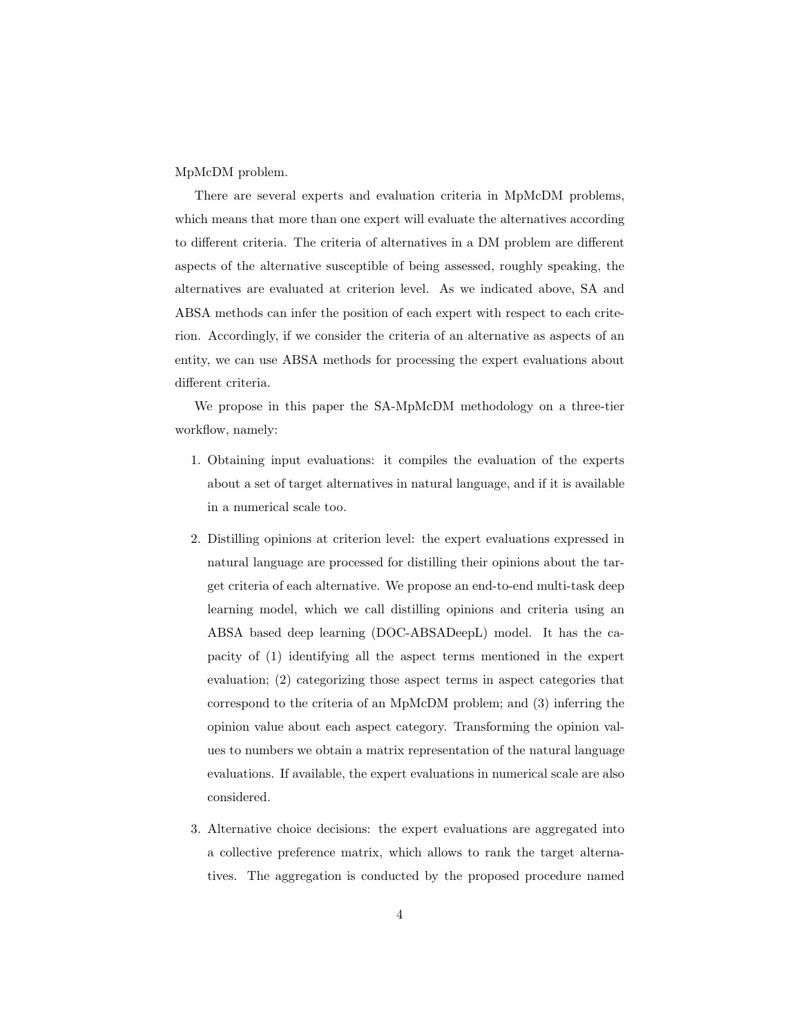MpMcDM problem.

There are several experts and evaluation criteria in MpMcDM problems, which means that more than one expert will evaluate the alternatives according to different criteria. The criteria of alternatives in a DM problem are different aspects of the alternative susceptible of being assessed, roughly speaking, the alternatives are evaluated at criterion level. As we indicated above, SA and ABSA methods can infer the position of each expert with respect to each criterion. Accordingly, if we consider the criteria of an alternative as aspects of an entity, we can use ABSA methods for processing the expert evaluations about different criteria.

We propose in this paper the SA-MpMcDM methodology on a three-tier workflow, namely:

1. Obtaining input evaluations: it compiles the evaluation of the experts about a set of target alternatives in natural language, and if it is available in a numerical scale too.

2. Distilling opinions at criterion level: the expert evaluations expressed in natural language are processed for distilling their opinions about the target criteria of each alternative. We propose an end-to-end multi-task deep learning model, which we call distilling opinions and criteria using an ABSA based deep learning (DOC-ABSADeepL) model. It has the capacity of (1) identifying all the aspect terms mentioned in the expert evaluation; (2) categorizing those aspect terms in aspect categories that correspond to the criteria of an MpMcDM problem; and (3) inferring the opinion value about each aspect category. Transforming the opinion values to numbers we obtain a matrix representation of the natural language evaluations. If available, the expert evaluations in numerical scale are also considered.

3. Alternative choice decisions: the expert evaluations are aggregated into a collective preference matrix, which allows to rank the target alternatives. The aggregation is conducted by the proposed procedure named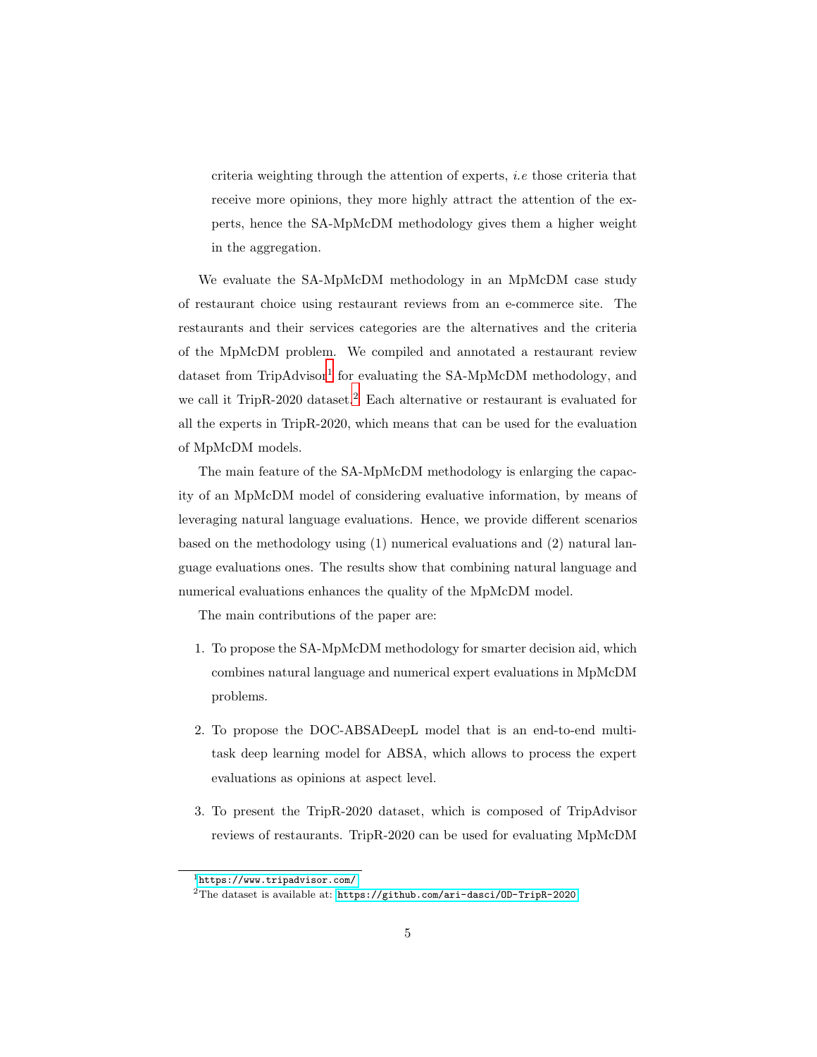criteria weighting through the attention of experts, *i.e* those criteria that receive more opinions, they more highly attract the attention of the experts, hence the SA-MpMcDM methodology gives them a higher weight in the aggregation.

We evaluate the SA-MpMcDM methodology in an MpMcDM case study of restaurant choice using restaurant reviews from an e-commerce site. The restaurants and their services categories are the alternatives and the criteria of the MpMcDM problem. We compiled and annotated a restaurant review dataset from TripAdvisor[1] for evaluating the SA-MpMcDM methodology, and we call it TripR-2020 dataset.[2] Each alternative or restaurant is evaluated for all the experts in TripR-2020, which means that can be used for the evaluation of MpMcDM models.

The main feature of the SA-MpMcDM methodology is enlarging the capacity of an MpMcDM model of considering evaluative information, by means of leveraging natural language evaluations. Hence, we provide different scenarios based on the methodology using (1) numerical evaluations and (2) natural language evaluations ones. The results show that combining natural language and numerical evaluations enhances the quality of the MpMcDM model.

The main contributions of the paper are:

1. To propose the SA-MpMcDM methodology for smarter decision aid, which combines natural language and numerical expert evaluations in MpMcDM problems.

2. To propose the DOC-ABSADeepL model that is an end-to-end multi-task deep learning model for ABSA, which allows to process the expert evaluations as opinions at aspect level.

3. To present the TripR-2020 dataset, which is composed of TripAdvisor reviews of restaurants. TripR-2020 can be used for evaluating MpMcDM

[1] https://www.tripadvisor.com/

[2] The dataset is available at: https://github.com/ari-dasci/OD-TripR-2020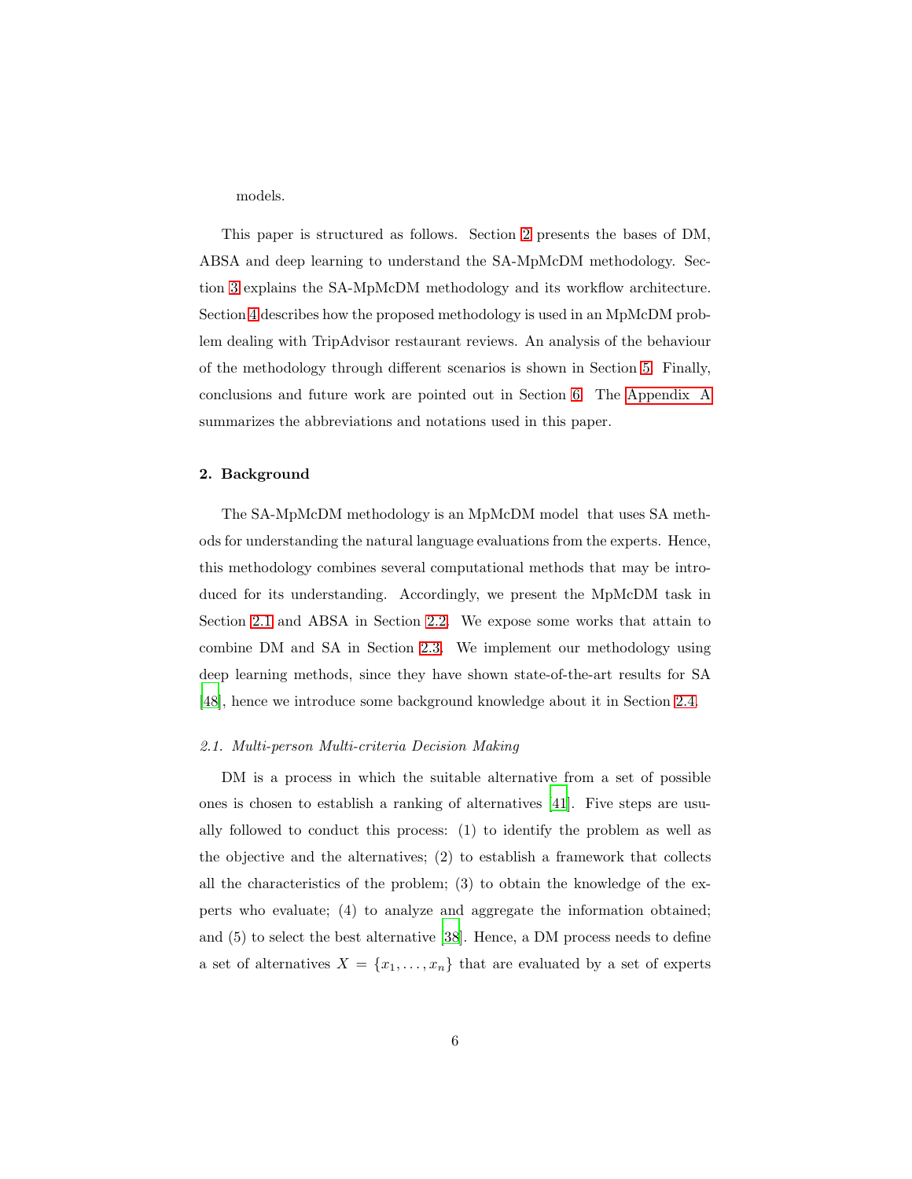models.

This paper is structured as follows. Section 2 presents the bases of DM, ABSA and deep learning to understand the SA-MpMcDM methodology. Section 3 explains the SA-MpMcDM methodology and its workflow architecture. Section 4 describes how the proposed methodology is used in an MpMcDM problem dealing with TripAdvisor restaurant reviews. An analysis of the behaviour of the methodology through different scenarios is shown in Section 5. Finally, conclusions and future work are pointed out in Section 6. The Appendix A summarizes the abbreviations and notations used in this paper.

## 2. Background

The SA-MpMcDM methodology is an MpMcDM model that uses SA methods for understanding the natural language evaluations from the experts. Hence, this methodology combines several computational methods that may be introduced for its understanding. Accordingly, we present the MpMcDM task in Section 2.1 and ABSA in Section 2.2. We expose some works that attain to combine DM and SA in Section 2.3. We implement our methodology using deep learning methods, since they have shown state-of-the-art results for SA [48], hence we introduce some background knowledge about it in Section 2.4.

### *2.1. Multi-person Multi-criteria Decision Making*

DM is a process in which the suitable alternative from a set of possible ones is chosen to establish a ranking of alternatives [41]. Five steps are usually followed to conduct this process: (1) to identify the problem as well as the objective and the alternatives; (2) to establish a framework that collects all the characteristics of the problem; (3) to obtain the knowledge of the experts who evaluate; (4) to analyze and aggregate the information obtained; and (5) to select the best alternative [38]. Hence, a DM process needs to define a set of alternatives $X = \{x_1, \ldots, x_n\}$ that are evaluated by a set of experts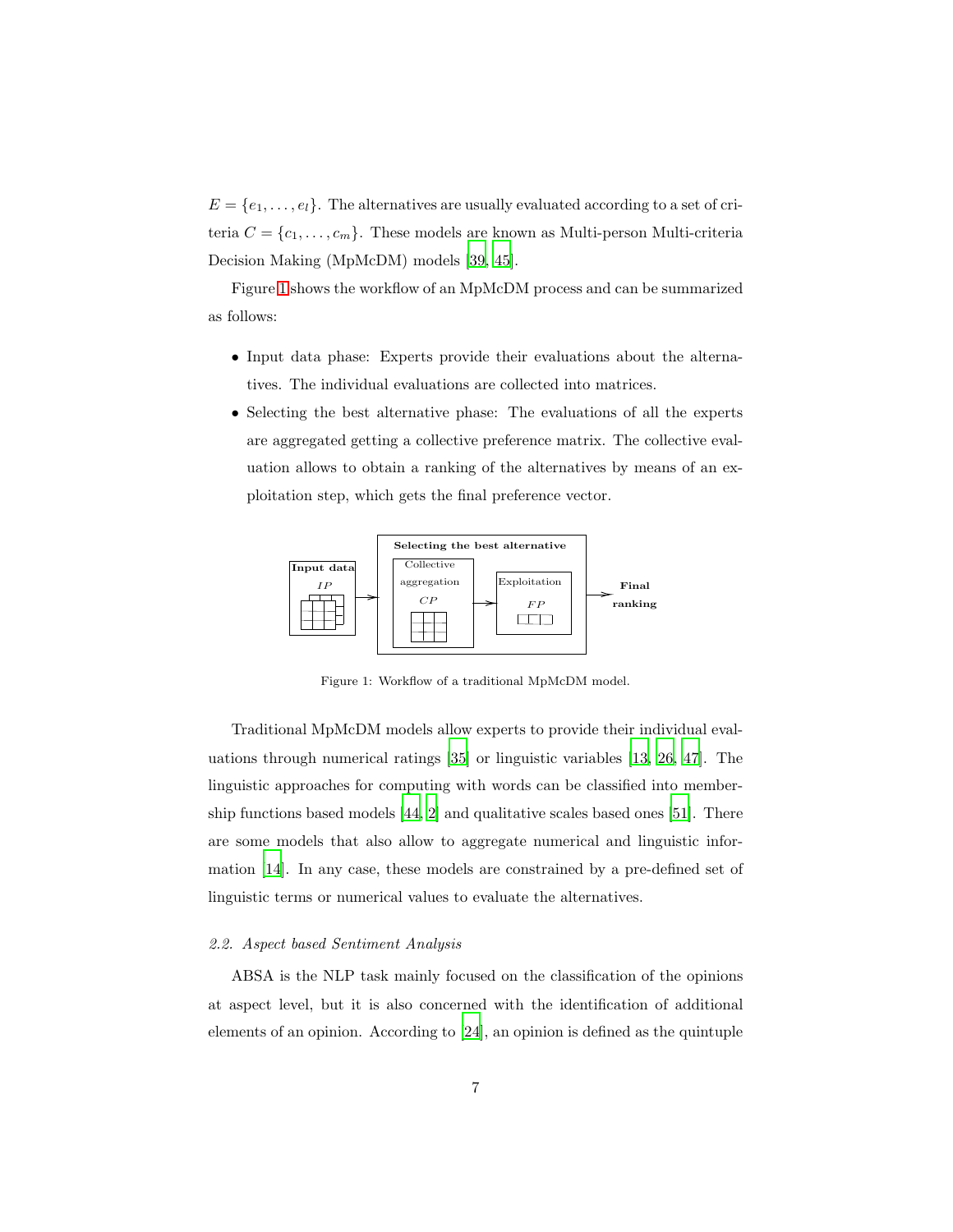$E = \{e_1, \ldots, e_l\}$. The alternatives are usually evaluated according to a set of criteria $C = \{c_1, \ldots, c_m\}$. These models are known as Multi-person Multi-criteria Decision Making (MpMcDM) models [39, 45].

Figure 1 shows the workflow of an MpMcDM process and can be summarized as follows:

- Input data phase: Experts provide their evaluations about the alternatives. The individual evaluations are collected into matrices.
- Selecting the best alternative phase: The evaluations of all the experts are aggregated getting a collective preference matrix. The collective evaluation allows to obtain a ranking of the alternatives by means of an exploitation step, which gets the final preference vector.

Figure 1: Workflow of a traditional MpMcDM model.

Traditional MpMcDM models allow experts to provide their individual evaluations through numerical ratings [35] or linguistic variables [13, 26, 47]. The linguistic approaches for computing with words can be classified into membership functions based models [44, 2] and qualitative scales based ones [51]. There are some models that also allow to aggregate numerical and linguistic information [14]. In any case, these models are constrained by a pre-defined set of linguistic terms or numerical values to evaluate the alternatives.

### 2.2. Aspect based Sentiment Analysis

ABSA is the NLP task mainly focused on the classification of the opinions at aspect level, but it is also concerned with the identification of additional elements of an opinion. According to [24], an opinion is defined as the quintuple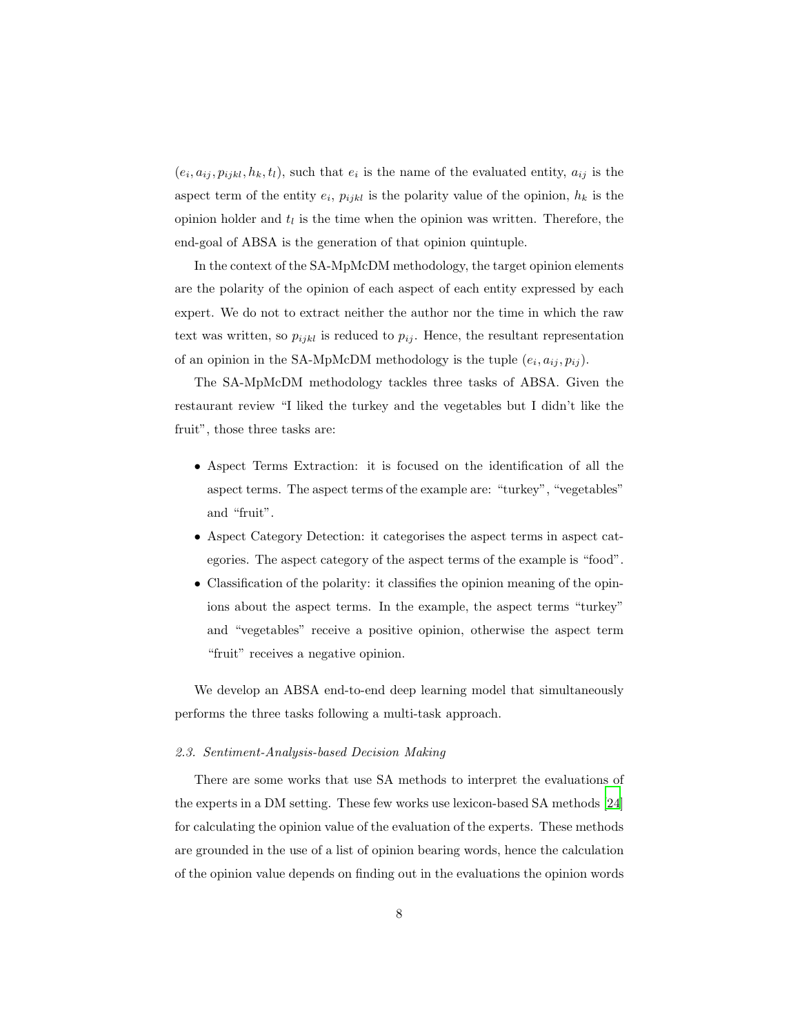$(e_i, a_{ij}, p_{ijkl}, h_k, t_l)$, such that $e_i$ is the name of the evaluated entity, $a_{ij}$ is the aspect term of the entity $e_i$, $p_{ijkl}$ is the polarity value of the opinion, $h_k$ is the opinion holder and $t_l$ is the time when the opinion was written. Therefore, the end-goal of ABSA is the generation of that opinion quintuple.

In the context of the SA-MpMcDM methodology, the target opinion elements are the polarity of the opinion of each aspect of each entity expressed by each expert. We do not to extract neither the author nor the time in which the raw text was written, so $p_{ijkl}$ is reduced to $p_{ij}$. Hence, the resultant representation of an opinion in the SA-MpMcDM methodology is the tuple $(e_i, a_{ij}, p_{ij})$.

The SA-MpMcDM methodology tackles three tasks of ABSA. Given the restaurant review "I liked the turkey and the vegetables but I didn't like the fruit", those three tasks are:

- Aspect Terms Extraction: it is focused on the identification of all the aspect terms. The aspect terms of the example are: "turkey", "vegetables" and "fruit".
- Aspect Category Detection: it categorises the aspect terms in aspect categories. The aspect category of the aspect terms of the example is "food".
- Classification of the polarity: it classifies the opinion meaning of the opinions about the aspect terms. In the example, the aspect terms "turkey" and "vegetables" receive a positive opinion, otherwise the aspect term "fruit" receives a negative opinion.

We develop an ABSA end-to-end deep learning model that simultaneously performs the three tasks following a multi-task approach.

### *2.3. Sentiment-Analysis-based Decision Making*

There are some works that use SA methods to interpret the evaluations of the experts in a DM setting. These few works use lexicon-based SA methods [24] for calculating the opinion value of the evaluation of the experts. These methods are grounded in the use of a list of opinion bearing words, hence the calculation of the opinion value depends on finding out in the evaluations the opinion words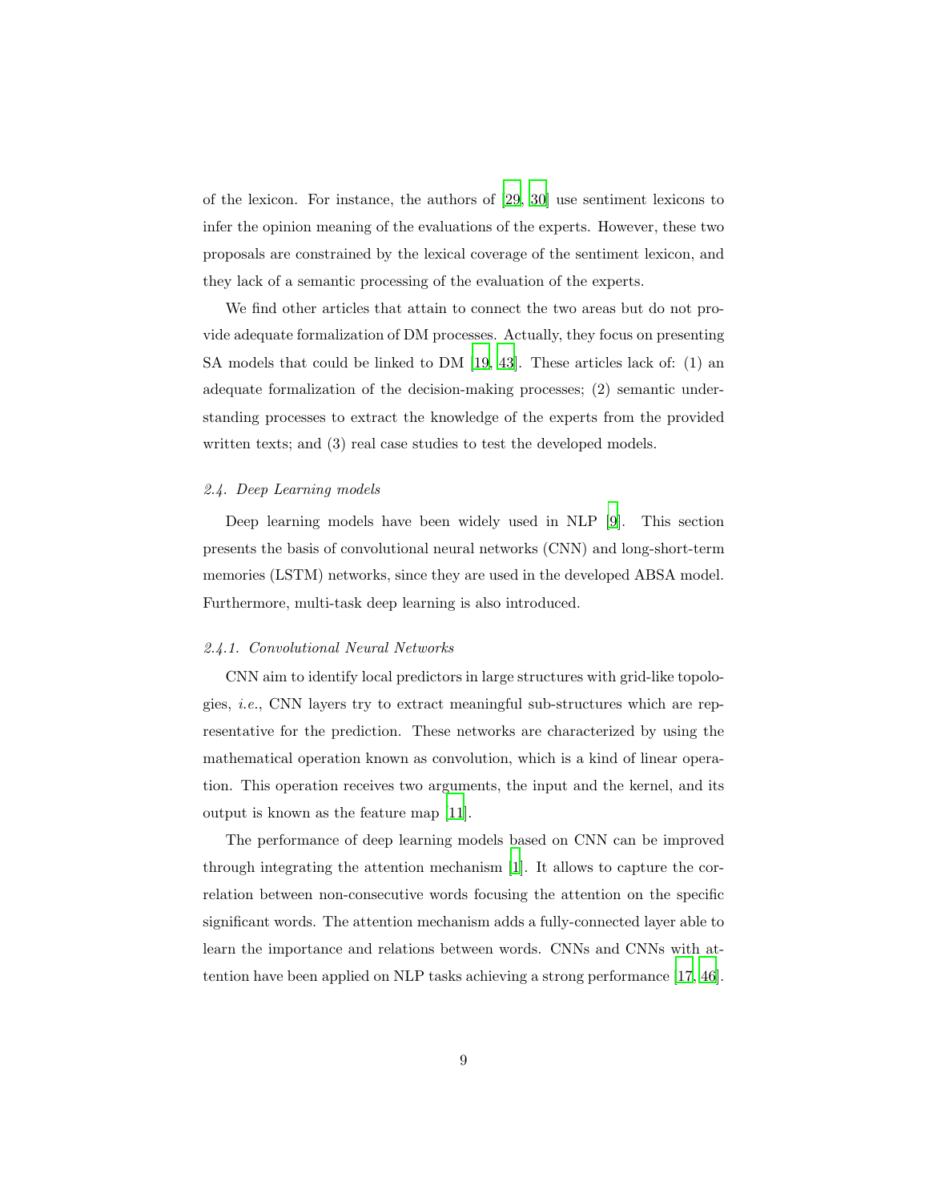of the lexicon. For instance, the authors of [29, 30] use sentiment lexicons to infer the opinion meaning of the evaluations of the experts. However, these two proposals are constrained by the lexical coverage of the sentiment lexicon, and they lack of a semantic processing of the evaluation of the experts.

We find other articles that attain to connect the two areas but do not provide adequate formalization of DM processes. Actually, they focus on presenting SA models that could be linked to DM [19, 43]. These articles lack of: (1) an adequate formalization of the decision-making processes; (2) semantic understanding processes to extract the knowledge of the experts from the provided written texts; and (3) real case studies to test the developed models.

### *2.4. Deep Learning models*

Deep learning models have been widely used in NLP [9]. This section presents the basis of convolutional neural networks (CNN) and long-short-term memories (LSTM) networks, since they are used in the developed ABSA model. Furthermore, multi-task deep learning is also introduced.

#### *2.4.1. Convolutional Neural Networks*

CNN aim to identify local predictors in large structures with grid-like topologies, *i.e.*, CNN layers try to extract meaningful sub-structures which are representative for the prediction. These networks are characterized by using the mathematical operation known as convolution, which is a kind of linear operation. This operation receives two arguments, the input and the kernel, and its output is known as the feature map [11].

The performance of deep learning models based on CNN can be improved through integrating the attention mechanism [1]. It allows to capture the correlation between non-consecutive words focusing the attention on the specific significant words. The attention mechanism adds a fully-connected layer able to learn the importance and relations between words. CNNs and CNNs with attention have been applied on NLP tasks achieving a strong performance [17, 46].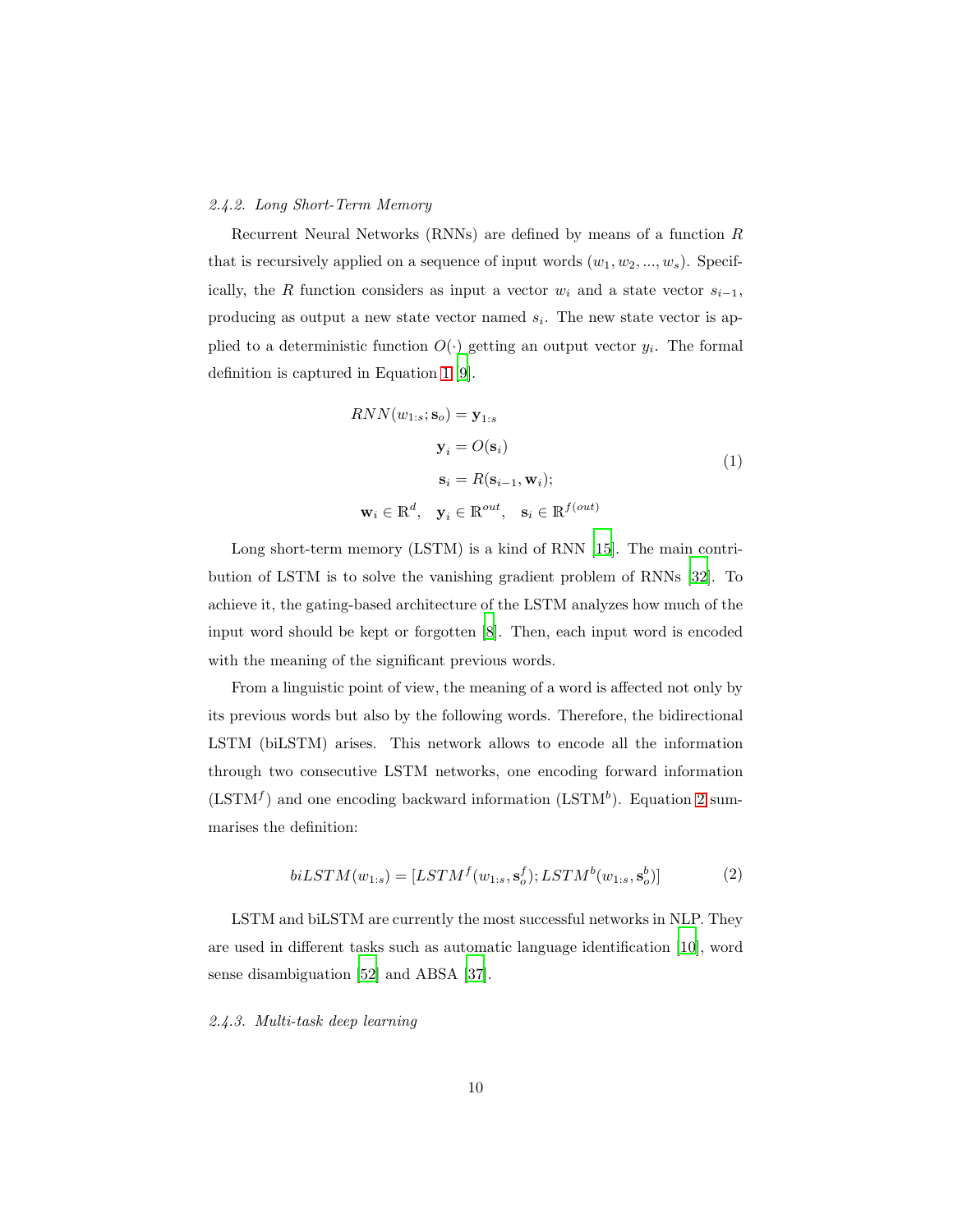#### 2.4.2. Long Short-Term Memory

Recurrent Neural Networks (RNNs) are defined by means of a function $R$ that is recursively applied on a sequence of input words $(w_1, w_2, ..., w_s)$. Specifically, the $R$ function considers as input a vector $w_i$ and a state vector $s_{i-1}$, producing as output a new state vector named $s_i$. The new state vector is applied to a deterministic function $O(\cdot)$ getting an output vector $y_i$. The formal definition is captured in Equation 1 [9].

$$
\begin{aligned}
RNN(w_{1:s}; \mathbf{s}_o) &= \mathbf{y}_{1:s} \\
\mathbf{y}_i &= O(\mathbf{s}_i) \\
\mathbf{s}_i &= R(\mathbf{s}_{i-1}, \mathbf{w}_i); \\
\mathbf{w}_i \in \mathbb{R}^d, \quad \mathbf{y}_i \in \mathbb{R}^{out}, & \quad \mathbf{s}_i \in \mathbb{R}^{f(out)}
\end{aligned}
\tag{1}
$$

Long short-term memory (LSTM) is a kind of RNN [15]. The main contribution of LSTM is to solve the vanishing gradient problem of RNNs [32]. To achieve it, the gating-based architecture of the LSTM analyzes how much of the input word should be kept or forgotten [8]. Then, each input word is encoded with the meaning of the significant previous words.

From a linguistic point of view, the meaning of a word is affected not only by its previous words but also by the following words. Therefore, the bidirectional LSTM (biLSTM) arises. This network allows to encode all the information through two consecutive LSTM networks, one encoding forward information ($\text{LSTM}^f$) and one encoding backward information ($\text{LSTM}^b$). Equation 2 summarises the definition:

$$
biLSTM(w_{1:s}) = [LSTM^f(w_{1:s}, \mathbf{s}_o^f); LSTM^b(w_{1:s}, \mathbf{s}_o^b)]
\tag{2}
$$

LSTM and biLSTM are currently the most successful networks in NLP. They are used in different tasks such as automatic language identification [10], word sense disambiguation [52] and ABSA [37].

#### 2.4.3. Multi-task deep learning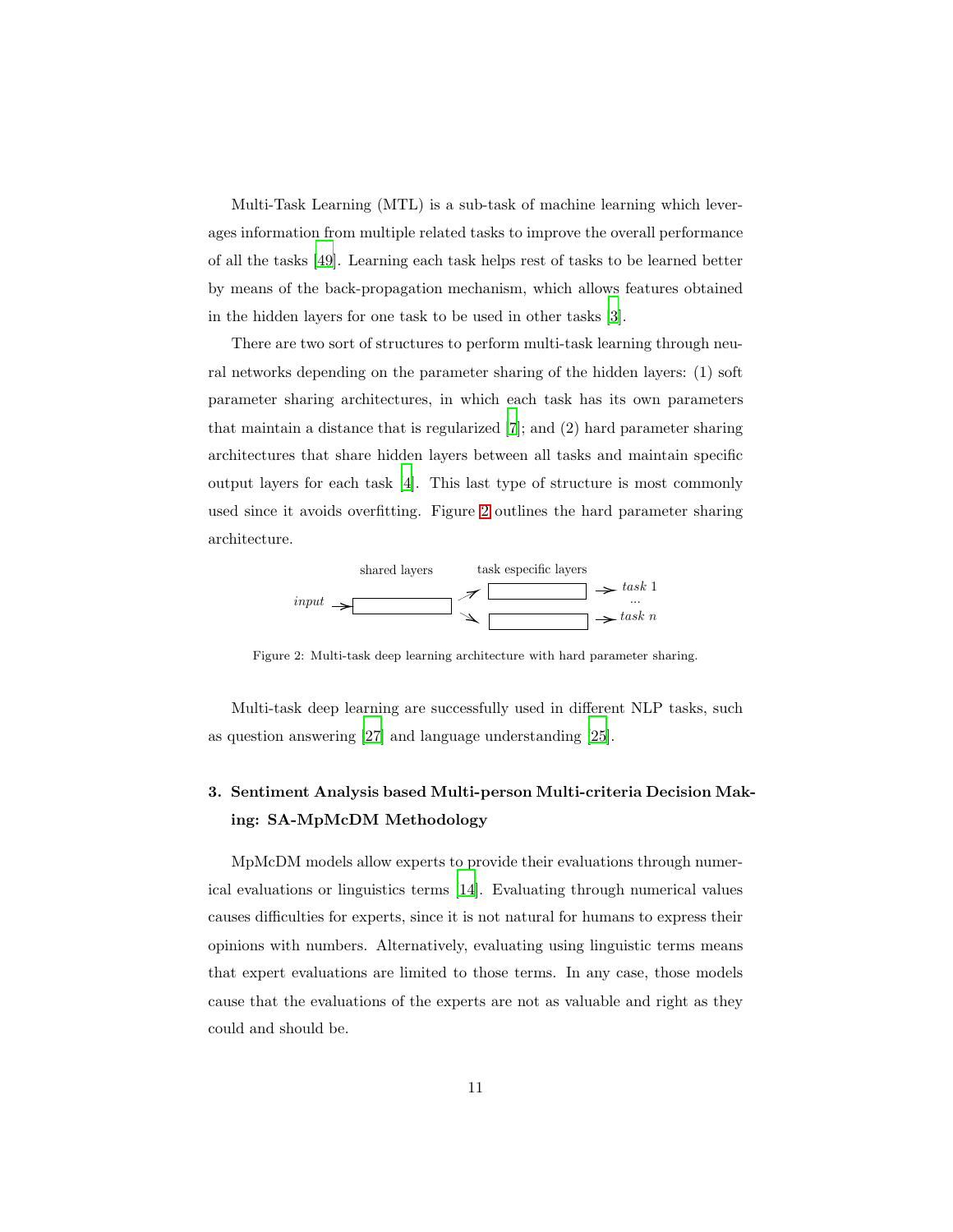Multi-Task Learning (MTL) is a sub-task of machine learning which leverages information from multiple related tasks to improve the overall performance of all the tasks [49]. Learning each task helps rest of tasks to be learned better by means of the back-propagation mechanism, which allows features obtained in the hidden layers for one task to be used in other tasks [3].

There are two sort of structures to perform multi-task learning through neural networks depending on the parameter sharing of the hidden layers: (1) soft parameter sharing architectures, in which each task has its own parameters that maintain a distance that is regularized [7]; and (2) hard parameter sharing architectures that share hidden layers between all tasks and maintain specific output layers for each task [4]. This last type of structure is most commonly used since it avoids overfitting. Figure 2 outlines the hard parameter sharing architecture.

Figure 2: Multi-task deep learning architecture with hard parameter sharing.

Multi-task deep learning are successfully used in different NLP tasks, such as question answering [27] and language understanding [25].

## 3. Sentiment Analysis based Multi-person Multi-criteria Decision Making: SA-MpMcDM Methodology

MpMcDM models allow experts to provide their evaluations through numerical evaluations or linguistics terms [14]. Evaluating through numerical values causes difficulties for experts, since it is not natural for humans to express their opinions with numbers. Alternatively, evaluating using linguistic terms means that expert evaluations are limited to those terms. In any case, those models cause that the evaluations of the experts are not as valuable and right as they could and should be.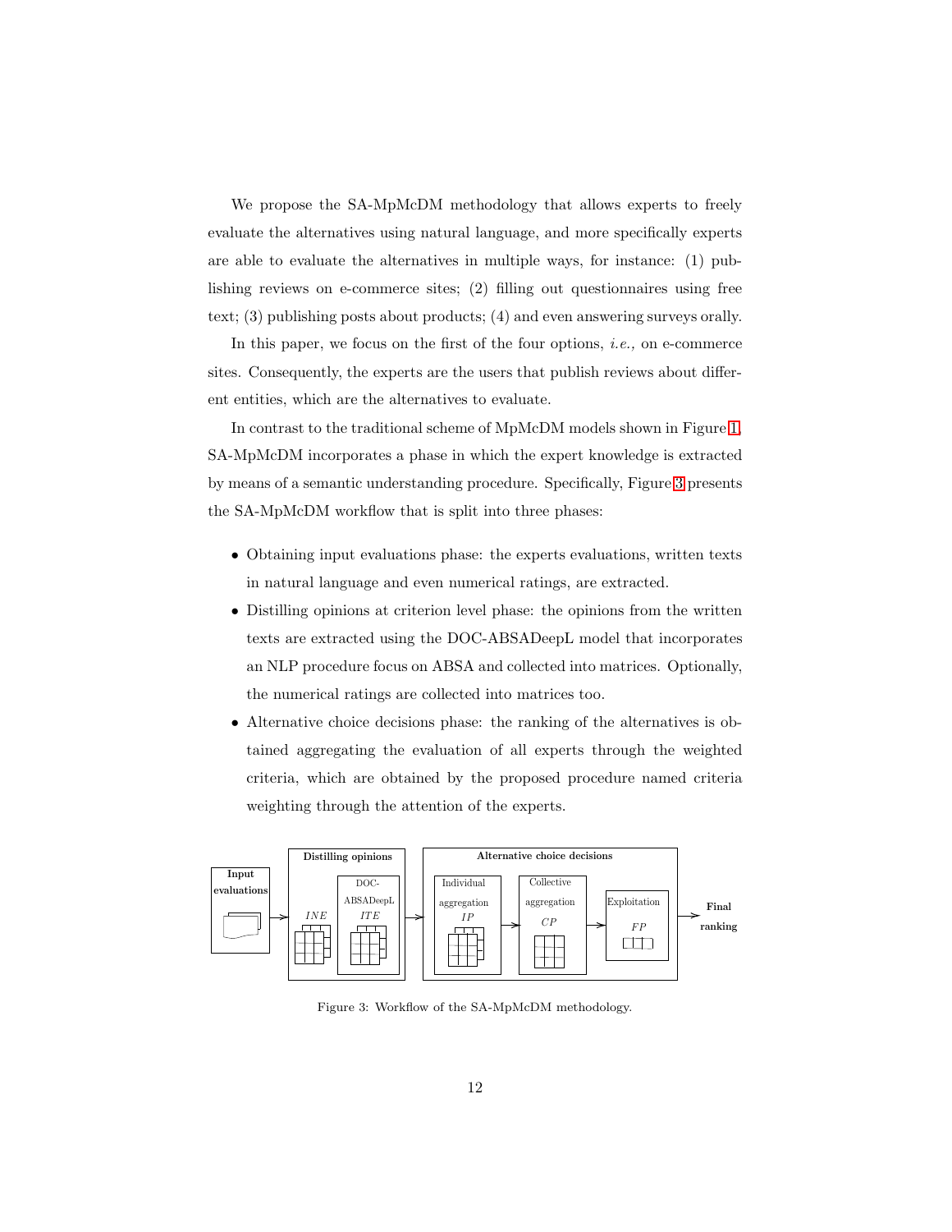We propose the SA-MpMcDM methodology that allows experts to freely evaluate the alternatives using natural language, and more specifically experts are able to evaluate the alternatives in multiple ways, for instance: (1) publishing reviews on e-commerce sites; (2) filling out questionnaires using free text; (3) publishing posts about products; (4) and even answering surveys orally.

In this paper, we focus on the first of the four options, *i.e.,* on e-commerce sites. Consequently, the experts are the users that publish reviews about different entities, which are the alternatives to evaluate.

In contrast to the traditional scheme of MpMcDM models shown in Figure 1, SA-MpMcDM incorporates a phase in which the expert knowledge is extracted by means of a semantic understanding procedure. Specifically, Figure 3 presents the SA-MpMcDM workflow that is split into three phases:

- Obtaining input evaluations phase: the experts evaluations, written texts in natural language and even numerical ratings, are extracted.
- Distilling opinions at criterion level phase: the opinions from the written texts are extracted using the DOC-ABSADeepL model that incorporates an NLP procedure focus on ABSA and collected into matrices. Optionally, the numerical ratings are collected into matrices too.
- Alternative choice decisions phase: the ranking of the alternatives is obtained aggregating the evaluation of all experts through the weighted criteria, which are obtained by the proposed procedure named criteria weighting through the attention of the experts.

Figure 3: Workflow of the SA-MpMcDM methodology.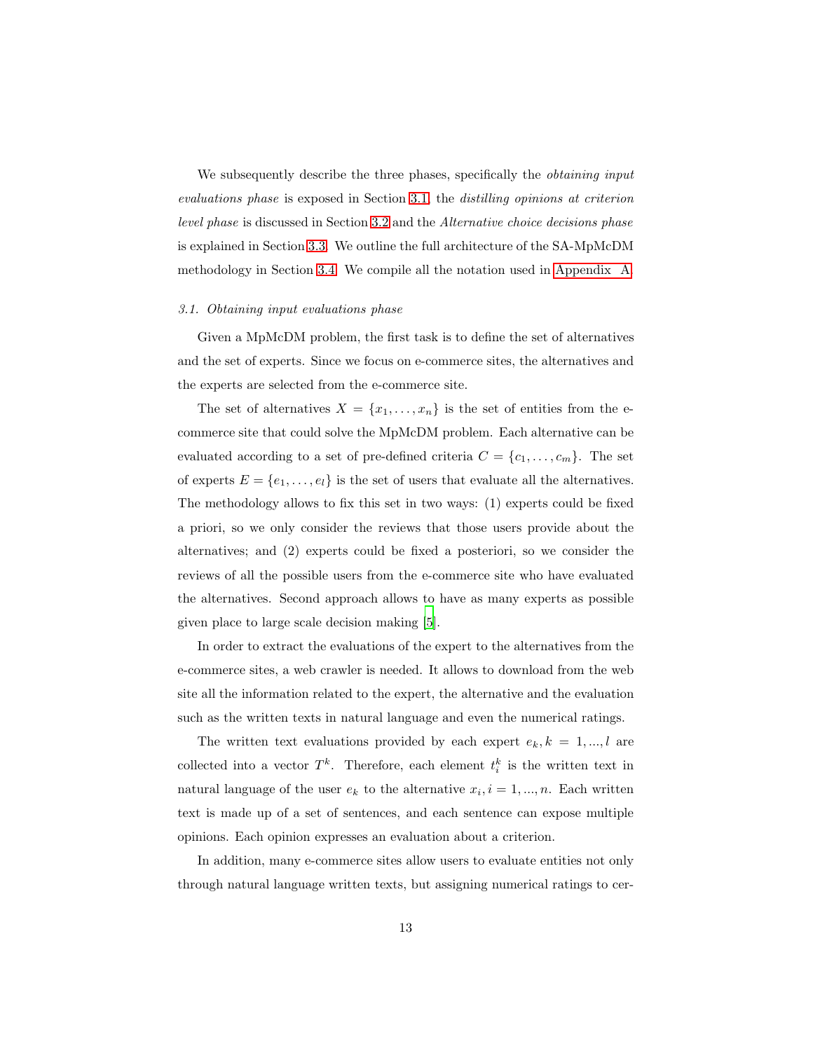We subsequently describe the three phases, specifically the *obtaining input evaluations phase* is exposed in Section 3.1, the *distilling opinions at criterion level phase* is discussed in Section 3.2 and the *Alternative choice decisions phase* is explained in Section 3.3. We outline the full architecture of the SA-MpMcDM methodology in Section 3.4. We compile all the notation used in Appendix A.

### *3.1. Obtaining input evaluations phase*

Given a MpMcDM problem, the first task is to define the set of alternatives and the set of experts. Since we focus on e-commerce sites, the alternatives and the experts are selected from the e-commerce site.

The set of alternatives $X = \{x_1, \ldots, x_n\}$ is the set of entities from the e-commerce site that could solve the MpMcDM problem. Each alternative can be evaluated according to a set of pre-defined criteria $C = \{c_1, \ldots, c_m\}$. The set of experts $E = \{e_1, \ldots, e_l\}$ is the set of users that evaluate all the alternatives. The methodology allows to fix this set in two ways: (1) experts could be fixed a priori, so we only consider the reviews that those users provide about the alternatives; and (2) experts could be fixed a posteriori, so we consider the reviews of all the possible users from the e-commerce site who have evaluated the alternatives. Second approach allows to have as many experts as possible given place to large scale decision making [5].

In order to extract the evaluations of the expert to the alternatives from the e-commerce sites, a web crawler is needed. It allows to download from the web site all the information related to the expert, the alternative and the evaluation such as the written texts in natural language and even the numerical ratings.

The written text evaluations provided by each expert $e_k, k = 1, ..., l$ are collected into a vector $T^k$. Therefore, each element $t_i^k$ is the written text in natural language of the user $e_k$ to the alternative $x_i, i = 1, ..., n$. Each written text is made up of a set of sentences, and each sentence can expose multiple opinions. Each opinion expresses an evaluation about a criterion.

In addition, many e-commerce sites allow users to evaluate entities not only through natural language written texts, but assigning numerical ratings to cer-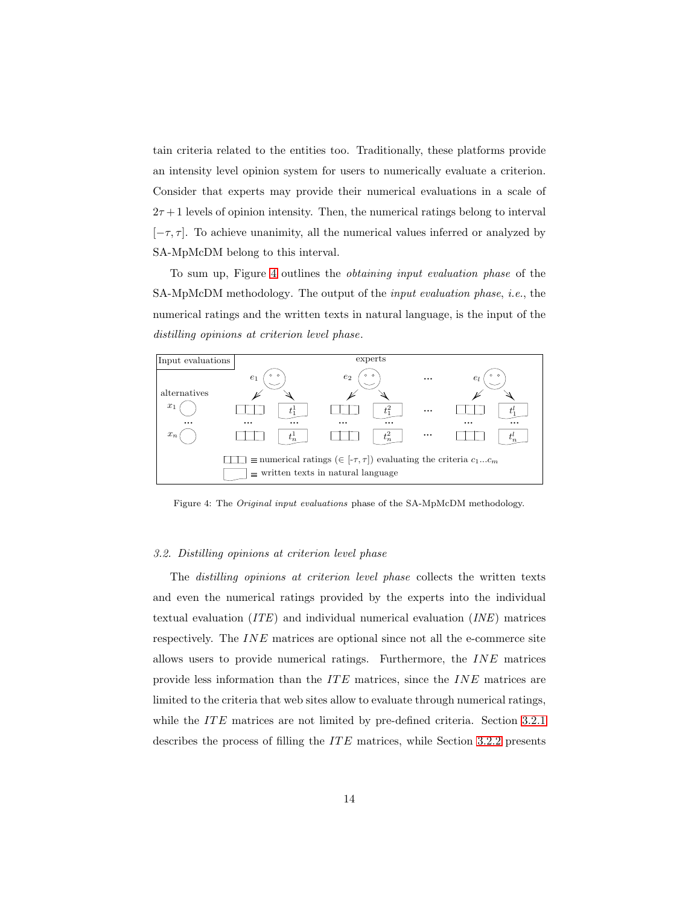tain criteria related to the entities too. Traditionally, these platforms provide an intensity level opinion system for users to numerically evaluate a criterion. Consider that experts may provide their numerical evaluations in a scale of $2\tau + 1$ levels of opinion intensity. Then, the numerical ratings belong to interval $[-\tau, \tau]$. To achieve unanimity, all the numerical values inferred or analyzed by SA-MpMcDM belong to this interval.

To sum up, Figure 4 outlines the *obtaining input evaluation phase* of the SA-MpMcDM methodology. The output of the *input evaluation phase*, *i.e.*, the numerical ratings and the written texts in natural language, is the input of the *distilling opinions at criterion level phase*.

Figure 4: The *Original input evaluations* phase of the SA-MpMcDM methodology.

### 3.2. Distilling opinions at criterion level phase

The *distilling opinions at criterion level phase* collects the written texts and even the numerical ratings provided by the experts into the individual textual evaluation ($ITE$) and individual numerical evaluation ($INE$) matrices respectively. The $INE$ matrices are optional since not all the e-commerce site allows users to provide numerical ratings. Furthermore, the $INE$ matrices provide less information than the $ITE$ matrices, since the $INE$ matrices are limited to the criteria that web sites allow to evaluate through numerical ratings, while the $ITE$ matrices are not limited by pre-defined criteria. Section 3.2.1 describes the process of filling the $ITE$ matrices, while Section 3.2.2 presents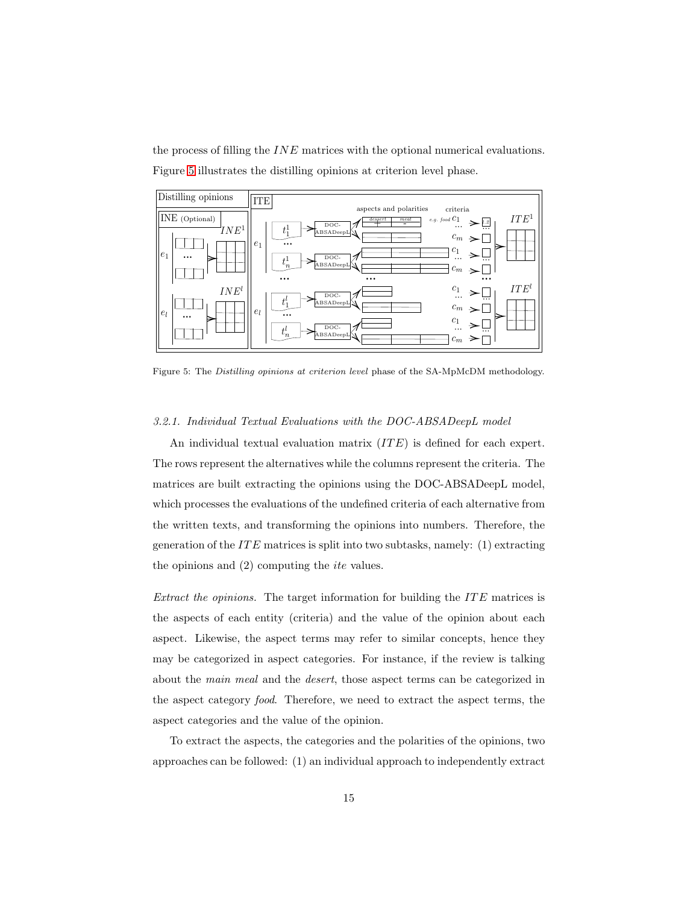the process of filling the $INE$ matrices with the optional numerical evaluations. Figure 5 illustrates the distilling opinions at criterion level phase.

Figure 5: The *Distilling opinions at criterion level* phase of the SA-MpMcDM methodology.

### 3.2.1. Individual Textual Evaluations with the DOC-ABSADeepL model

An individual textual evaluation matrix ($ITE$) is defined for each expert. The rows represent the alternatives while the columns represent the criteria. The matrices are built extracting the opinions using the DOC-ABSADeepL model, which processes the evaluations of the undefined criteria of each alternative from the written texts, and transforming the opinions into numbers. Therefore, the generation of the $ITE$ matrices is split into two subtasks, namely: (1) extracting the opinions and (2) computing the *ite* values.

*Extract the opinions.* The target information for building the $ITE$ matrices is the aspects of each entity (criteria) and the value of the opinion about each aspect. Likewise, the aspect terms may refer to similar concepts, hence they may be categorized in aspect categories. For instance, if the review is talking about the *main meal* and the *desert*, those aspect terms can be categorized in the aspect category *food*. Therefore, we need to extract the aspect terms, the aspect categories and the value of the opinion.

To extract the aspects, the categories and the polarities of the opinions, two approaches can be followed: (1) an individual approach to independently extract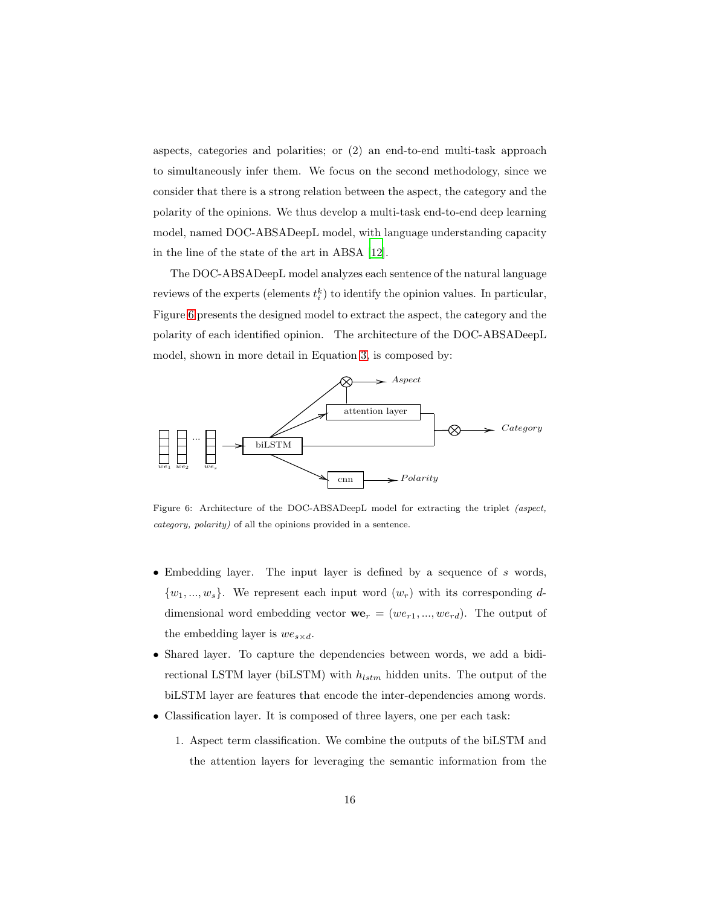aspects, categories and polarities; or (2) an end-to-end multi-task approach to simultaneously infer them. We focus on the second methodology, since we consider that there is a strong relation between the aspect, the category and the polarity of the opinions. We thus develop a multi-task end-to-end deep learning model, named DOC-ABSADeepL model, with language understanding capacity in the line of the state of the art in ABSA [12].

The DOC-ABSADeepL model analyzes each sentence of the natural language reviews of the experts (elements $t_i^k$) to identify the opinion values. In particular, Figure 6 presents the designed model to extract the aspect, the category and the polarity of each identified opinion. The architecture of the DOC-ABSADeepL model, shown in more detail in Equation 3, is composed by:

Figure 6: Architecture of the DOC-ABSADeepL model for extracting the triplet *(aspect, category, polarity)* of all the opinions provided in a sentence.

- Embedding layer. The input layer is defined by a sequence of $s$ words, $\{w_1, ..., w_s\}$. We represent each input word ($w_r$) with its corresponding $d$-dimensional word embedding vector $\mathbf{we}_r = (we_{r1}, ..., we_{rd})$. The output of the embedding layer is $we_{s \times d}$.
- Shared layer. To capture the dependencies between words, we add a bidirectional LSTM layer (biLSTM) with $h_{lstm}$ hidden units. The output of the biLSTM layer are features that encode the inter-dependencies among words.
- Classification layer. It is composed of three layers, one per each task:
  1. Aspect term classification. We combine the outputs of the biLSTM and the attention layers for leveraging the semantic information from the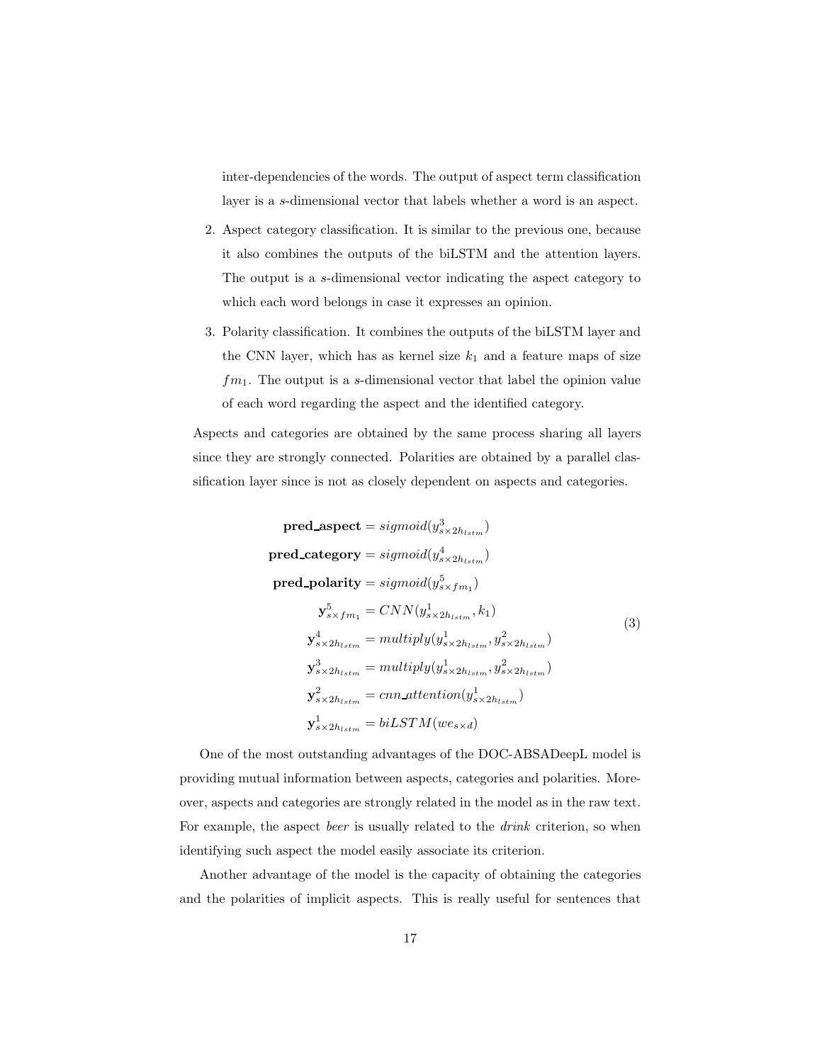inter-dependencies of the words. The output of aspect term classification layer is a $s$-dimensional vector that labels whether a word is an aspect.

2. Aspect category classification. It is similar to the previous one, because it also combines the outputs of the biLSTM and the attention layers. The output is a $s$-dimensional vector indicating the aspect category to which each word belongs in case it expresses an opinion.

3. Polarity classification. It combines the outputs of the biLSTM layer and the CNN layer, which has as kernel size $k_1$ and a feature maps of size $fm_1$. The output is a $s$-dimensional vector that label the opinion value of each word regarding the aspect and the identified category.

Aspects and categories are obtained by the same process sharing all layers since they are strongly connected. Polarities are obtained by a parallel classification layer since is not as closely dependent on aspects and categories.

$$
\begin{aligned}
\mathbf{pred\_aspect} &= sigmoid(y^3_{s\times 2h_{lstm}}) \\
\mathbf{pred\_category} &= sigmoid(y^4_{s\times 2h_{lstm}}) \\
\mathbf{pred\_polarity} &= sigmoid(y^5_{s\times fm_1}) \\
\mathbf{y}^5_{s\times fm_1} &= CNN(y^1_{s\times 2h_{lstm}}, k_1) \\
\mathbf{y}^4_{s\times 2h_{lstm}} &= multiply(y^1_{s\times 2h_{lstm}}, y^2_{s\times 2h_{lstm}}) \\
\mathbf{y}^3_{s\times 2h_{lstm}} &= multiply(y^1_{s\times 2h_{lstm}}, y^2_{s\times 2h_{lstm}}) \\
\mathbf{y}^2_{s\times 2h_{lstm}} &= cnn\_attention(y^1_{s\times 2h_{lstm}}) \\
\mathbf{y}^1_{s\times 2h_{lstm}} &= biLSTM(we_{s\times d})
\end{aligned}
\tag{3}
$$

One of the most outstanding advantages of the DOC-ABSADeepL model is providing mutual information between aspects, categories and polarities. Moreover, aspects and categories are strongly related in the model as in the raw text. For example, the aspect *beer* is usually related to the *drink* criterion, so when identifying such aspect the model easily associate its criterion.

Another advantage of the model is the capacity of obtaining the categories and the polarities of implicit aspects. This is really useful for sentences that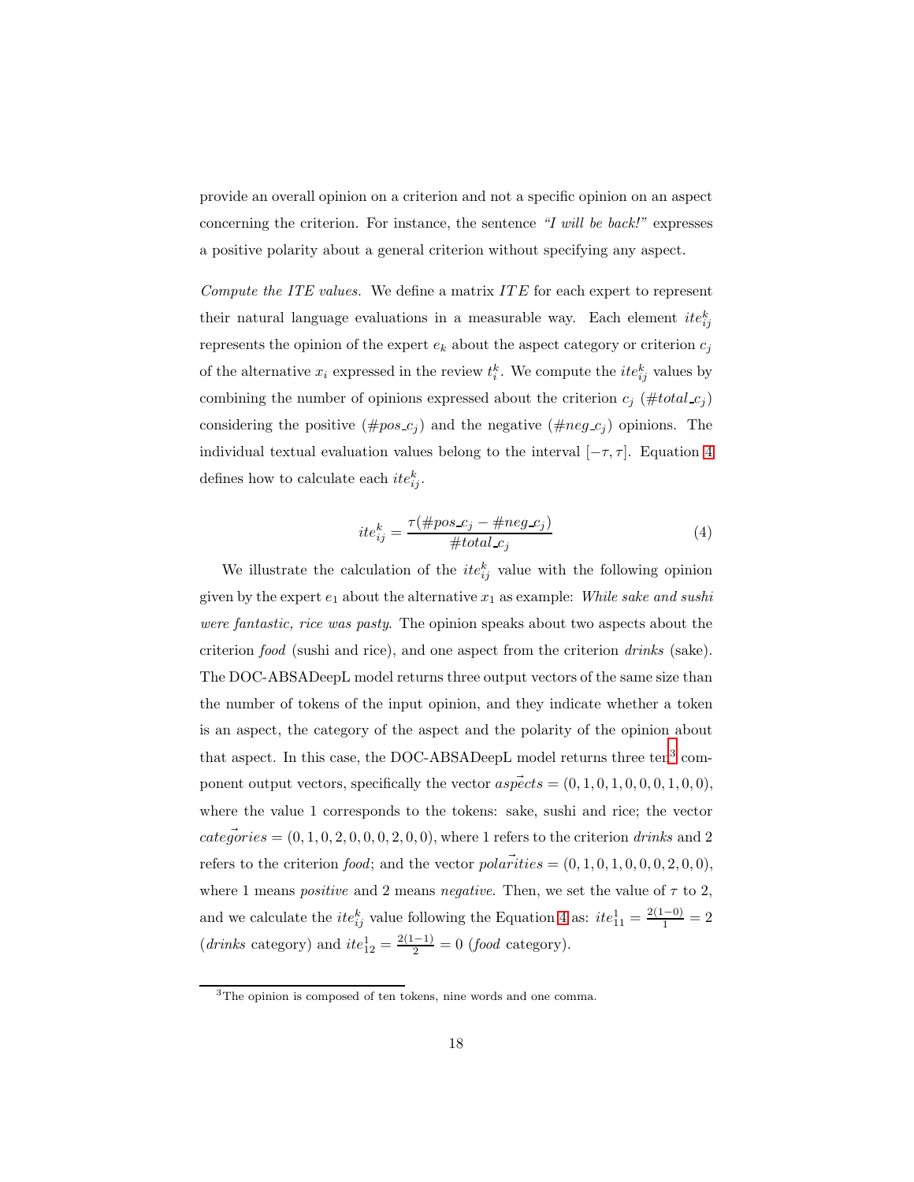provide an overall opinion on a criterion and not a specific opinion on an aspect concerning the criterion. For instance, the sentence *"I will be back!"* expresses a positive polarity about a general criterion without specifying any aspect.

*Compute the ITE values.* We define a matrix $ITE$ for each expert to represent their natural language evaluations in a measurable way. Each element $ite_{ij}^k$ represents the opinion of the expert $e_k$ about the aspect category or criterion $c_j$ of the alternative $x_i$ expressed in the review $t_i^k$. We compute the $ite_{ij}^k$ values by combining the number of opinions expressed about the criterion $c_j$ ($\#total\_c_j$) considering the positive ($\#pos\_c_j$) and the negative ($\#neg\_c_j$) opinions. The individual textual evaluation values belong to the interval $[-\tau, \tau]$. Equation 4 defines how to calculate each $ite_{ij}^k$.

$$ite_{ij}^k = \frac{\tau(\#pos\_c_j - \#neg\_c_j)}{\#total\_c_j} \tag{4}$$

We illustrate the calculation of the $ite_{ij}^k$ value with the following opinion given by the expert $e_1$ about the alternative $x_1$ as example: *While sake and sushi were fantastic, rice was pasty.* The opinion speaks about two aspects about the criterion *food* (sushi and rice), and one aspect from the criterion *drinks* (sake). The DOC-ABSADeepL model returns three output vectors of the same size than the number of tokens of the input opinion, and they indicate whether a token is an aspect, the category of the aspect and the polarity of the opinion about that aspect. In this case, the DOC-ABSADeepL model returns three ten[3] component output vectors, specifically the vector $\vec{aspects} = (0, 1, 0, 1, 0, 0, 0, 1, 0, 0)$, where the value 1 corresponds to the tokens: sake, sushi and rice; the vector $\vec{categories} = (0, 1, 0, 2, 0, 0, 0, 2, 0, 0)$, where 1 refers to the criterion *drinks* and 2 refers to the criterion *food*; and the vector $\vec{polarities} = (0, 1, 0, 1, 0, 0, 0, 2, 0, 0)$, where 1 means *positive* and 2 means *negative*. Then, we set the value of $\tau$ to 2, and we calculate the $ite_{ij}^k$ value following the Equation 4 as: $ite_{11}^1 = \frac{2(1-0)}{1} = 2$ (*drinks* category) and $ite_{12}^1 = \frac{2(1-1)}{2} = 0$ (*food* category).

[3] The opinion is composed of ten tokens, nine words and one comma.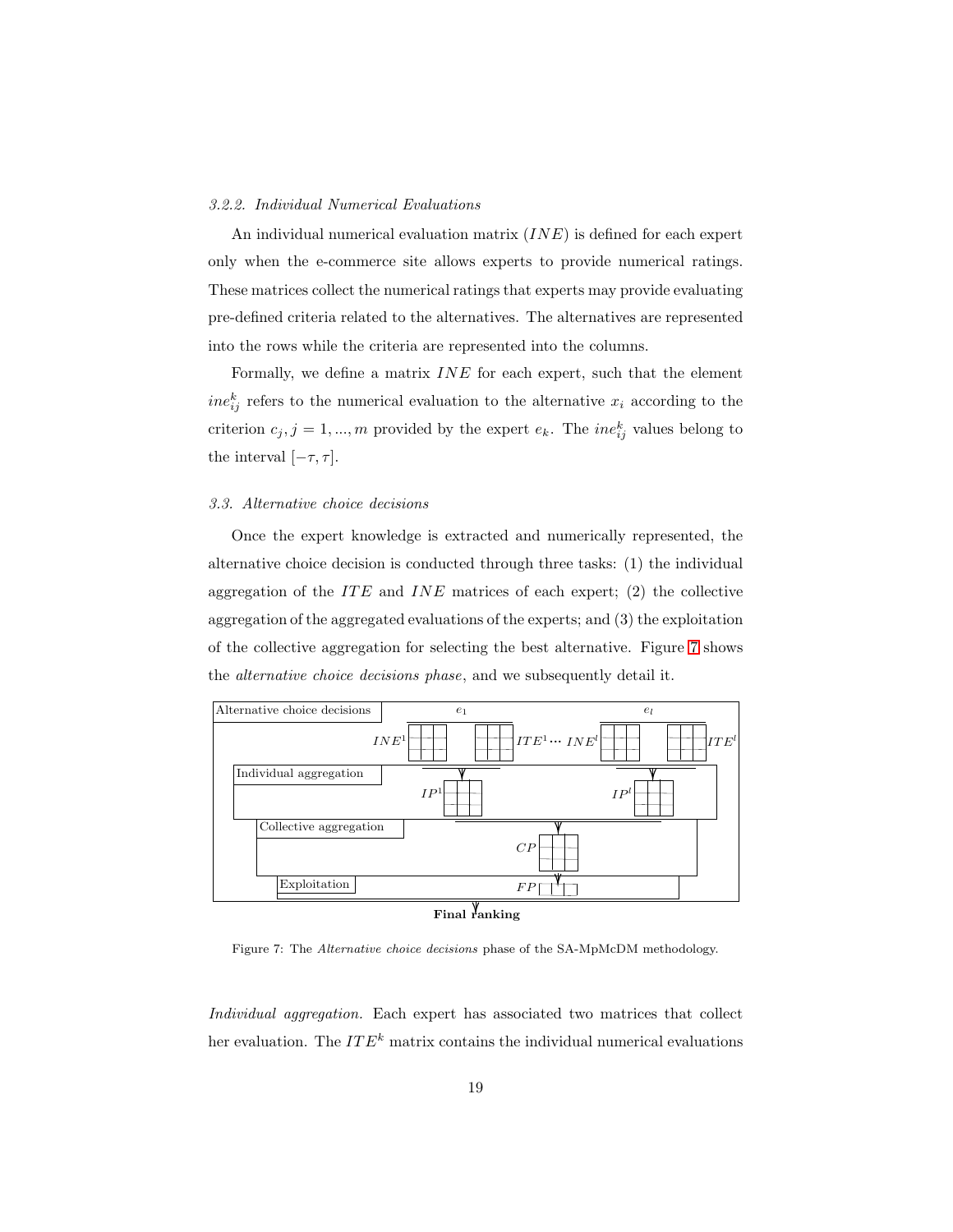*3.2.2. Individual Numerical Evaluations*

An individual numerical evaluation matrix ($INE$) is defined for each expert only when the e-commerce site allows experts to provide numerical ratings. These matrices collect the numerical ratings that experts may provide evaluating pre-defined criteria related to the alternatives. The alternatives are represented into the rows while the criteria are represented into the columns.

Formally, we define a matrix $INE$ for each expert, such that the element $ine_{ij}^k$ refers to the numerical evaluation to the alternative $x_i$ according to the criterion $c_j, j = 1, ..., m$ provided by the expert $e_k$. The $ine_{ij}^k$ values belong to the interval $[-\tau, \tau]$.

### 3.3. Alternative choice decisions

Once the expert knowledge is extracted and numerically represented, the alternative choice decision is conducted through three tasks: (1) the individual aggregation of the $ITE$ and $INE$ matrices of each expert; (2) the collective aggregation of the aggregated evaluations of the experts; and (3) the exploitation of the collective aggregation for selecting the best alternative. Figure 7 shows the *alternative choice decisions phase*, and we subsequently detail it.

Alternative choice decisions — $e_1$: $INE^1$, $ITE^1$ ··· $e_l$: $INE^l$, $ITE^l$ → Individual aggregation: $IP^1$ ... $IP^l$ → Collective aggregation: $CP$ → Exploitation: $FP$ → **Final ranking**

Figure 7: The *Alternative choice decisions* phase of the SA-MpMcDM methodology.

*Individual aggregation.* Each expert has associated two matrices that collect her evaluation. The $ITE^k$ matrix contains the individual numerical evaluations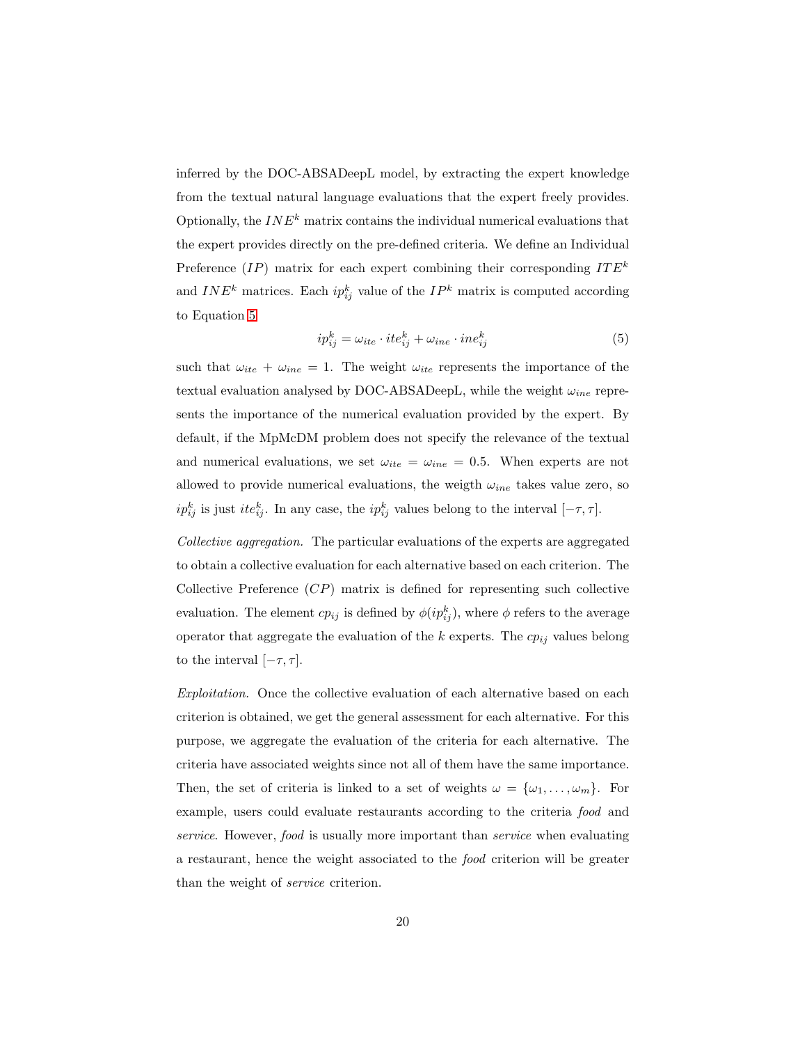inferred by the DOC-ABSADeepL model, by extracting the expert knowledge from the textual natural language evaluations that the expert freely provides. Optionally, the $INE^k$ matrix contains the individual numerical evaluations that the expert provides directly on the pre-defined criteria. We define an Individual Preference ($IP$) matrix for each expert combining their corresponding $ITE^k$ and $INE^k$ matrices. Each $ip_{ij}^k$ value of the $IP^k$ matrix is computed according to Equation 5.

$$ip_{ij}^k = \omega_{ite} \cdot ite_{ij}^k + \omega_{ine} \cdot ine_{ij}^k \tag{5}$$

such that $\omega_{ite} + \omega_{ine} = 1$. The weight $\omega_{ite}$ represents the importance of the textual evaluation analysed by DOC-ABSADeepL, while the weight $\omega_{ine}$ represents the importance of the numerical evaluation provided by the expert. By default, if the MpMcDM problem does not specify the relevance of the textual and numerical evaluations, we set $\omega_{ite} = \omega_{ine} = 0.5$. When experts are not allowed to provide numerical evaluations, the weigth $\omega_{ine}$ takes value zero, so $ip_{ij}^k$ is just $ite_{ij}^k$. In any case, the $ip_{ij}^k$ values belong to the interval $[-\tau, \tau]$.

*Collective aggregation.* The particular evaluations of the experts are aggregated to obtain a collective evaluation for each alternative based on each criterion. The Collective Preference ($CP$) matrix is defined for representing such collective evaluation. The element $cp_{ij}$ is defined by $\phi(ip_{ij}^k)$, where $\phi$ refers to the average operator that aggregate the evaluation of the $k$ experts. The $cp_{ij}$ values belong to the interval $[-\tau, \tau]$.

*Exploitation.* Once the collective evaluation of each alternative based on each criterion is obtained, we get the general assessment for each alternative. For this purpose, we aggregate the evaluation of the criteria for each alternative. The criteria have associated weights since not all of them have the same importance. Then, the set of criteria is linked to a set of weights $\omega = \{\omega_1, \ldots, \omega_m\}$. For example, users could evaluate restaurants according to the criteria *food* and *service*. However, *food* is usually more important than *service* when evaluating a restaurant, hence the weight associated to the *food* criterion will be greater than the weight of *service* criterion.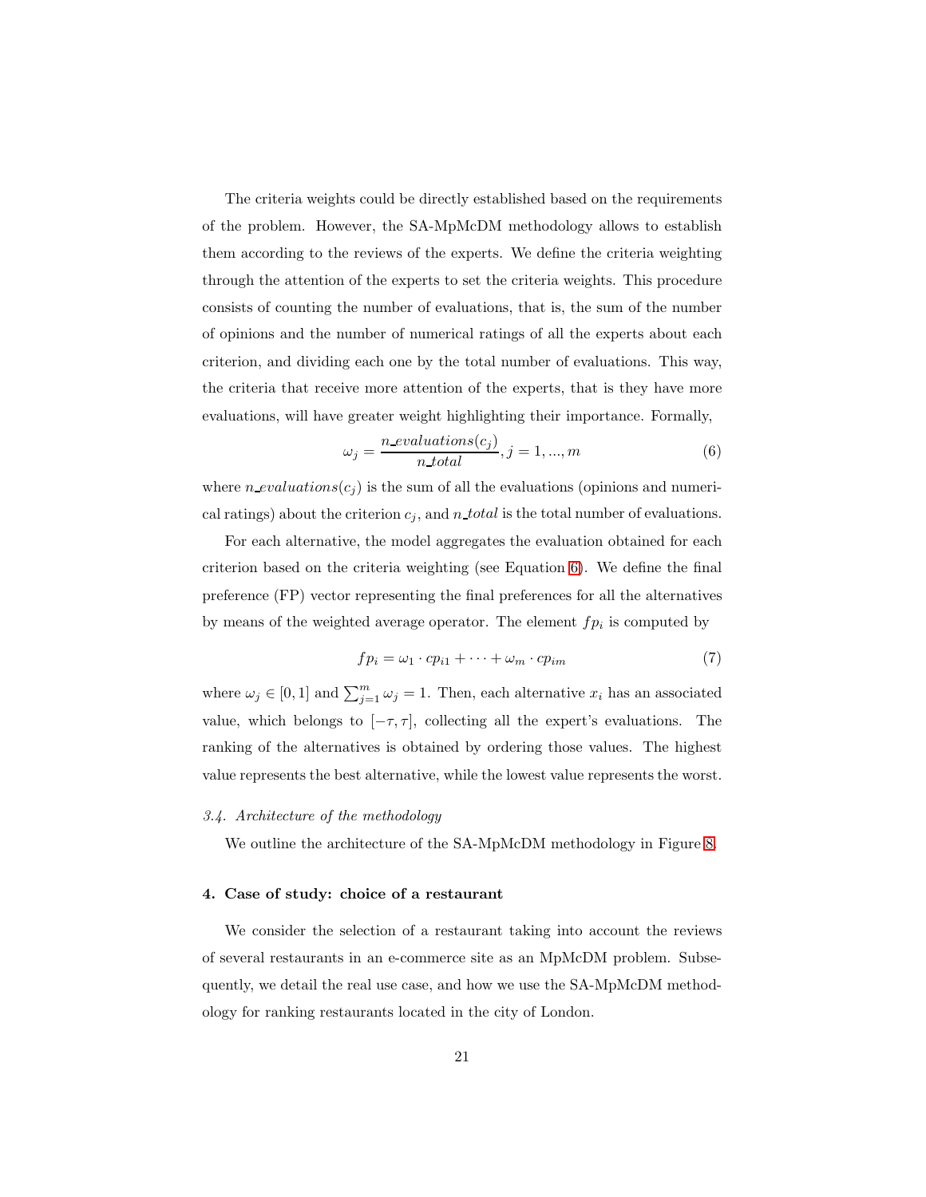The criteria weights could be directly established based on the requirements of the problem. However, the SA-MpMcDM methodology allows to establish them according to the reviews of the experts. We define the criteria weighting through the attention of the experts to set the criteria weights. This procedure consists of counting the number of evaluations, that is, the sum of the number of opinions and the number of numerical ratings of all the experts about each criterion, and dividing each one by the total number of evaluations. This way, the criteria that receive more attention of the experts, that is they have more evaluations, will have greater weight highlighting their importance. Formally,

$$\omega_j = \frac{n\_evaluations(c_j)}{n\_total}, j = 1, ..., m \tag{6}$$

where $n\_evaluations(c_j)$ is the sum of all the evaluations (opinions and numerical ratings) about the criterion $c_j$, and $n\_total$ is the total number of evaluations.

For each alternative, the model aggregates the evaluation obtained for each criterion based on the criteria weighting (see Equation 6). We define the final preference (FP) vector representing the final preferences for all the alternatives by means of the weighted average operator. The element $fp_i$ is computed by

$$fp_i = \omega_1 \cdot cp_{i1} + \cdots + \omega_m \cdot cp_{im} \tag{7}$$

where $\omega_j \in [0, 1]$ and $\sum_{j=1}^{m} \omega_j = 1$. Then, each alternative $x_i$ has an associated value, which belongs to $[-\tau, \tau]$, collecting all the expert's evaluations. The ranking of the alternatives is obtained by ordering those values. The highest value represents the best alternative, while the lowest value represents the worst.

### *3.4. Architecture of the methodology*

We outline the architecture of the SA-MpMcDM methodology in Figure 8.

## 4. Case of study: choice of a restaurant

We consider the selection of a restaurant taking into account the reviews of several restaurants in an e-commerce site as an MpMcDM problem. Subsequently, we detail the real use case, and how we use the SA-MpMcDM methodology for ranking restaurants located in the city of London.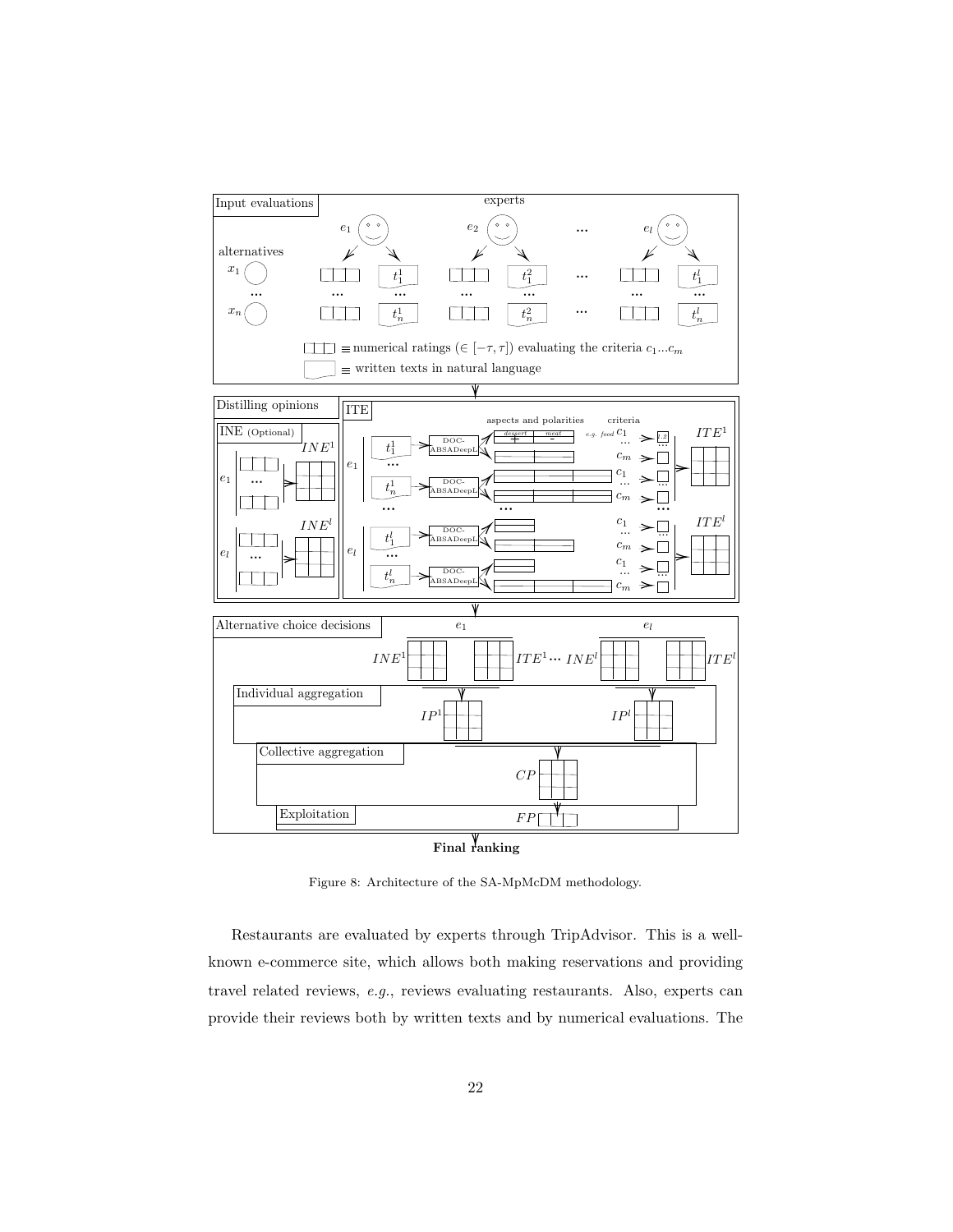Figure 8: Architecture of the SA-MpMcDM methodology.

Restaurants are evaluated by experts through TripAdvisor. This is a well-known e-commerce site, which allows both making reservations and providing travel related reviews, *e.g.*, reviews evaluating restaurants. Also, experts can provide their reviews both by written texts and by numerical evaluations. The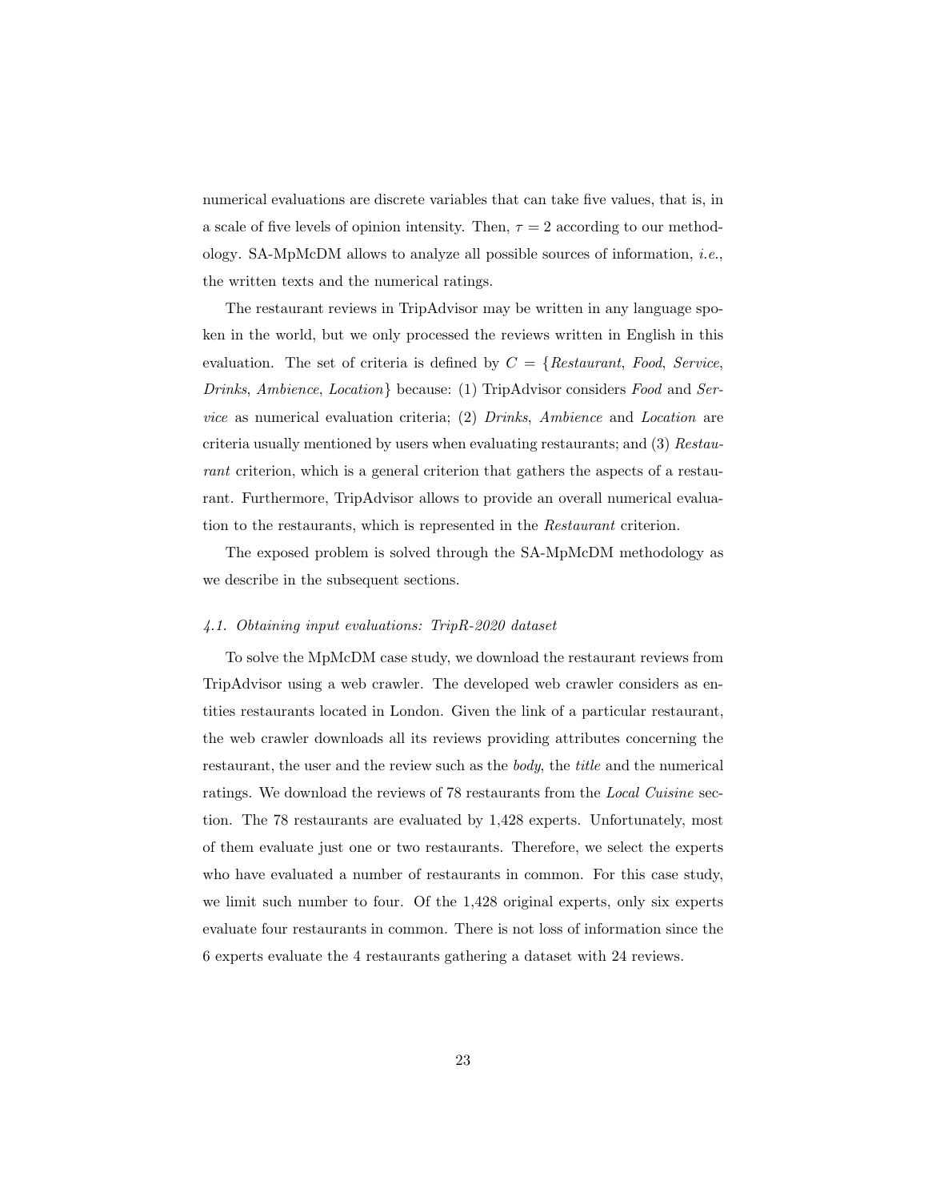numerical evaluations are discrete variables that can take five values, that is, in a scale of five levels of opinion intensity. Then, $\tau = 2$ according to our methodology. SA-MpMcDM allows to analyze all possible sources of information, *i.e.*, the written texts and the numerical ratings.

The restaurant reviews in TripAdvisor may be written in any language spoken in the world, but we only processed the reviews written in English in this evaluation. The set of criteria is defined by $C = \{$*Restaurant*, *Food*, *Service*, *Drinks*, *Ambience*, *Location*$\}$ because: (1) TripAdvisor considers *Food* and *Service* as numerical evaluation criteria; (2) *Drinks*, *Ambience* and *Location* are criteria usually mentioned by users when evaluating restaurants; and (3) *Restaurant* criterion, which is a general criterion that gathers the aspects of a restaurant. Furthermore, TripAdvisor allows to provide an overall numerical evaluation to the restaurants, which is represented in the *Restaurant* criterion.

The exposed problem is solved through the SA-MpMcDM methodology as we describe in the subsequent sections.

### *4.1. Obtaining input evaluations: TripR-2020 dataset*

To solve the MpMcDM case study, we download the restaurant reviews from TripAdvisor using a web crawler. The developed web crawler considers as entities restaurants located in London. Given the link of a particular restaurant, the web crawler downloads all its reviews providing attributes concerning the restaurant, the user and the review such as the *body*, the *title* and the numerical ratings. We download the reviews of 78 restaurants from the *Local Cuisine* section. The 78 restaurants are evaluated by 1,428 experts. Unfortunately, most of them evaluate just one or two restaurants. Therefore, we select the experts who have evaluated a number of restaurants in common. For this case study, we limit such number to four. Of the 1,428 original experts, only six experts evaluate four restaurants in common. There is not loss of information since the 6 experts evaluate the 4 restaurants gathering a dataset with 24 reviews.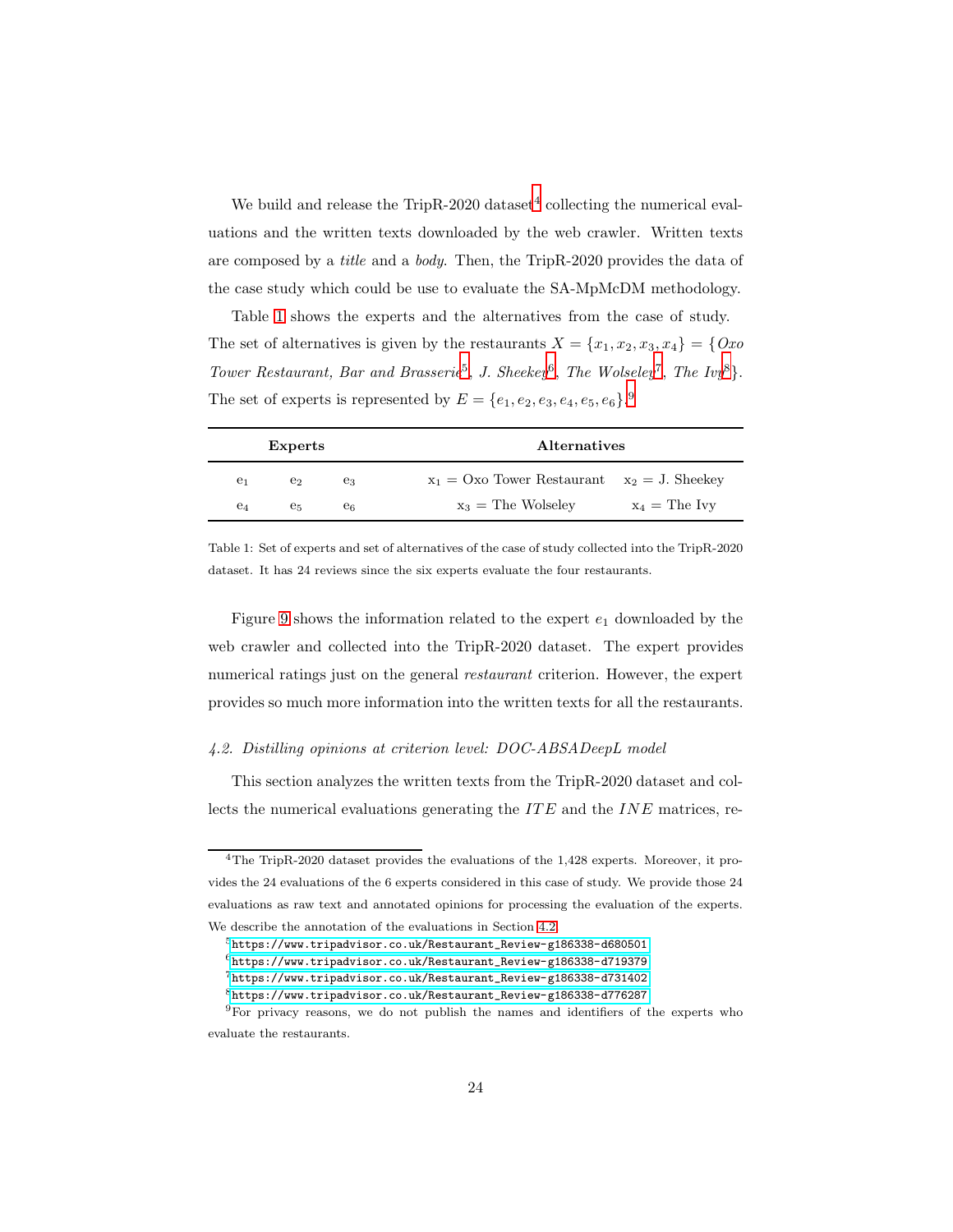We build and release the TripR-2020 dataset[4] collecting the numerical evaluations and the written texts downloaded by the web crawler. Written texts are composed by a *title* and a *body*. Then, the TripR-2020 provides the data of the case study which could be use to evaluate the SA-MpMcDM methodology.

Table 1 shows the experts and the alternatives from the case of study. The set of alternatives is given by the restaurants $X = \{x_1, x_2, x_3, x_4\} = \{$*Oxo Tower Restaurant, Bar and Brasserie*[5], *J. Sheekey*[6], *The Wolseley*[7], *The Ivy*[8]$\}$. The set of experts is represented by $E = \{e_1, e_2, e_3, e_4, e_5, e_6\}$.[9]

| Experts | | | Alternatives | |
|---|---|---|---|---|
| $e_1$ | $e_2$ | $e_3$ | $x_1$ = Oxo Tower Restaurant | $x_2$ = J. Sheekey |
| $e_4$ | $e_5$ | $e_6$ | $x_3$ = The Wolseley | $x_4$ = The Ivy |

Table 1: Set of experts and set of alternatives of the case of study collected into the TripR-2020 dataset. It has 24 reviews since the six experts evaluate the four restaurants.

Figure 9 shows the information related to the expert $e_1$ downloaded by the web crawler and collected into the TripR-2020 dataset. The expert provides numerical ratings just on the general *restaurant* criterion. However, the expert provides so much more information into the written texts for all the restaurants.

### *4.2. Distilling opinions at criterion level: DOC-ABSADeepL model*

This section analyzes the written texts from the TripR-2020 dataset and collects the numerical evaluations generating the $ITE$ and the $INE$ matrices, re-

---

[4] The TripR-2020 dataset provides the evaluations of the 1,428 experts. Moreover, it provides the 24 evaluations of the 6 experts considered in this case of study. We provide those 24 evaluations as raw text and annotated opinions for processing the evaluation of the experts. We describe the annotation of the evaluations in Section 4.2.

[5] `https://www.tripadvisor.co.uk/Restaurant_Review-g186338-d680501`

[6] `https://www.tripadvisor.co.uk/Restaurant_Review-g186338-d719379`

[7] `https://www.tripadvisor.co.uk/Restaurant_Review-g186338-d731402`

[8] `https://www.tripadvisor.co.uk/Restaurant_Review-g186338-d776287`

[9] For privacy reasons, we do not publish the names and identifiers of the experts who evaluate the restaurants.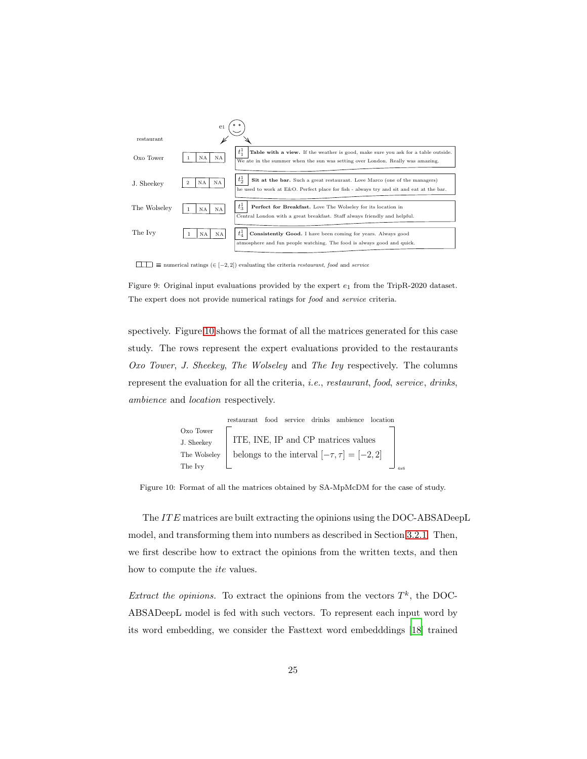e1

restaurant

| | | | | |
|---|---|---|---|---|
| Oxo Tower | 1 | NA | NA | $t_1^1$ **Table with a view.** If the weather is good, make sure you ask for a table outside. We ate in the summer when the sun was setting over London. Really was amazing. |
| J. Sheekey | 2 | NA | NA | $t_2^1$ **Sit at the bar.** Such a great restaurant. Love Marco (one of the managers) he used to work at E&O. Perfect place for fish - always try and sit and eat at the bar. |
| The Wolseley | 1 | NA | NA | $t_3^1$ **Perfect for Breakfast.** Love The Wolseley for its location in Central London with a great breakfast. Staff always friendly and helpful. |
| The Ivy | 1 | NA | NA | $t_4^1$ **Consistently Good.** I have been coming for years. Always good atmosphere and fun people watching. The food is always good and quick. |

☐☐☐ ≡ numerical ratings ($\in [-2, 2]$) evaluating the criteria *restaurant*, *food* and *service*

Figure 9: Original input evaluations provided by the expert $e_1$ from the TripR-2020 dataset. The expert does not provide numerical ratings for *food* and *service* criteria.

spectively. Figure 10 shows the format of all the matrices generated for this case study. The rows represent the expert evaluations provided to the restaurants *Oxo Tower*, *J. Sheekey*, *The Wolseley* and *The Ivy* respectively. The columns represent the evaluation for all the criteria, *i.e.*, *restaurant*, *food*, *service*, *drinks*, *ambience* and *location* respectively.

| | restaurant | food | service | drinks | ambience | location |
|---|---|---|---|---|---|---|
| Oxo Tower | ITE, INE, IP and CP matrices values | | | | | |
| J. Sheekey | belongs to the interval $[-\tau, \tau] = [-2, 2]$ | | | | | |
| The Wolseley | | | | | | |
| The Ivy | | | | | | |

(matrix of size 4x6)

Figure 10: Format of all the matrices obtained by SA-MpMcDM for the case of study.

The $ITE$ matrices are built extracting the opinions using the DOC-ABSADeepL model, and transforming them into numbers as described in Section 3.2.1. Then, we first describe how to extract the opinions from the written texts, and then how to compute the *ite* values.

*Extract the opinions.* To extract the opinions from the vectors $T^k$, the DOC-ABSADeepL model is fed with such vectors. To represent each input word by its word embedding, we consider the Fasttext word embedddings [18] trained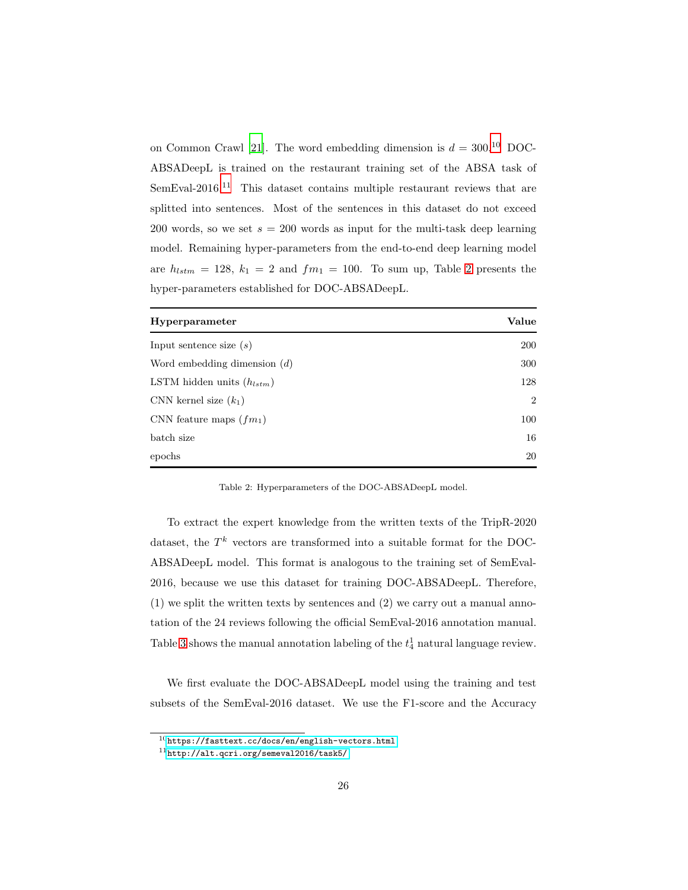on Common Crawl [21]. The word embedding dimension is $d = 300$.[10] DOC-ABSADeepL is trained on the restaurant training set of the ABSA task of SemEval-2016.[11] This dataset contains multiple restaurant reviews that are splitted into sentences. Most of the sentences in this dataset do not exceed 200 words, so we set $s = 200$ words as input for the multi-task deep learning model. Remaining hyper-parameters from the end-to-end deep learning model are $h_{lstm} = 128$, $k_1 = 2$ and $fm_1 = 100$. To sum up, Table 2 presents the hyper-parameters established for DOC-ABSADeepL.

| **Hyperparameter** | **Value** |
|---|---|
| Input sentence size ($s$) | 200 |
| Word embedding dimension ($d$) | 300 |
| LSTM hidden units ($h_{lstm}$) | 128 |
| CNN kernel size ($k_1$) | 2 |
| CNN feature maps ($fm_1$) | 100 |
| batch size | 16 |
| epochs | 20 |

Table 2: Hyperparameters of the DOC-ABSADeepL model.

To extract the expert knowledge from the written texts of the TripR-2020 dataset, the $T^k$ vectors are transformed into a suitable format for the DOC-ABSADeepL model. This format is analogous to the training set of SemEval-2016, because we use this dataset for training DOC-ABSADeepL. Therefore, (1) we split the written texts by sentences and (2) we carry out a manual annotation of the 24 reviews following the official SemEval-2016 annotation manual. Table 3 shows the manual annotation labeling of the $t_4^1$ natural language review.

We first evaluate the DOC-ABSADeepL model using the training and test subsets of the SemEval-2016 dataset. We use the F1-score and the Accuracy

[10] https://fasttext.cc/docs/en/english-vectors.html

[11] http://alt.qcri.org/semeval2016/task5/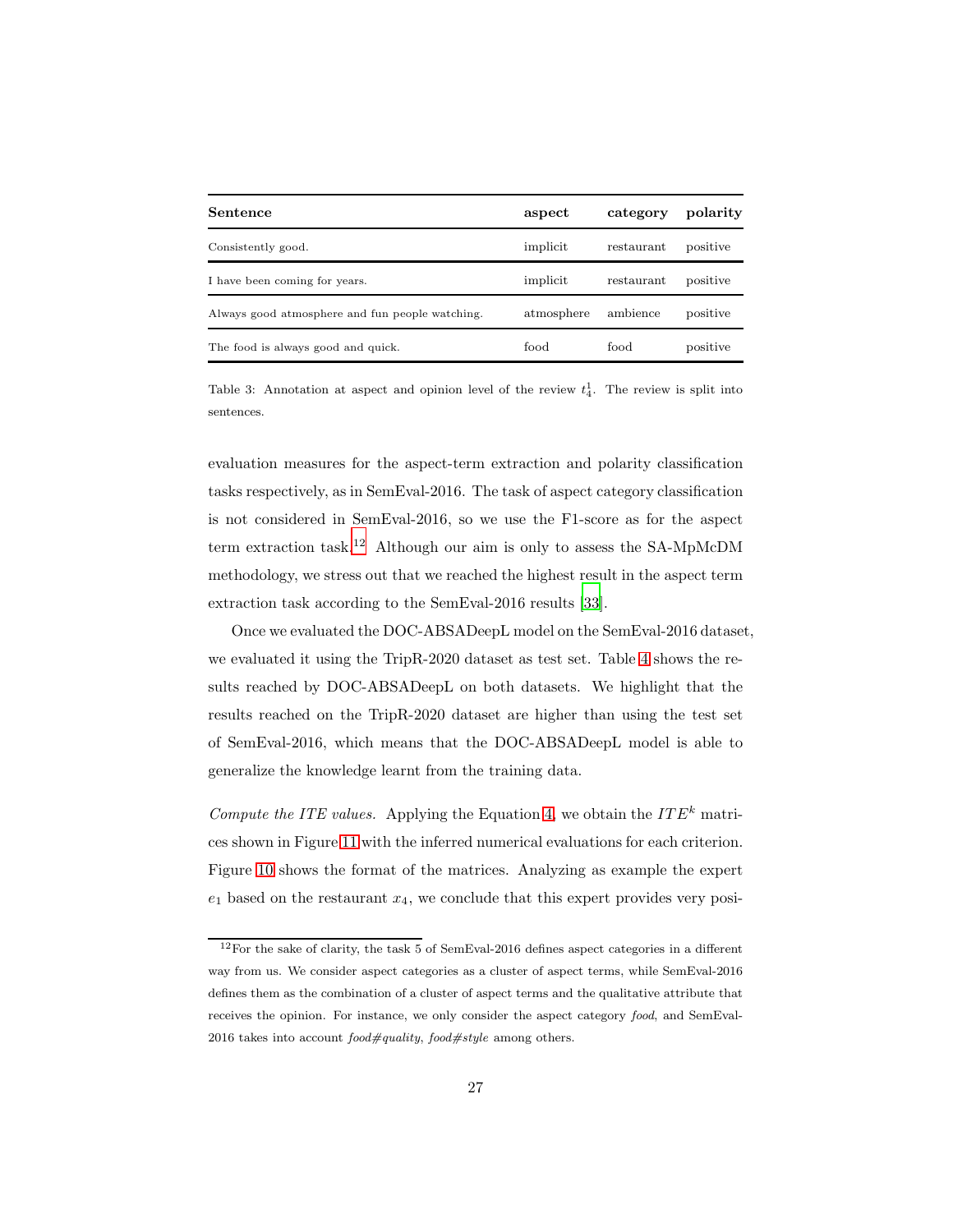| Sentence | aspect | category | polarity |
|---|---|---|---|
| Consistently good. | implicit | restaurant | positive |
| I have been coming for years. | implicit | restaurant | positive |
| Always good atmosphere and fun people watching. | atmosphere | ambience | positive |
| The food is always good and quick. | food | food | positive |

Table 3: Annotation at aspect and opinion level of the review $t_4^1$. The review is split into sentences.

evaluation measures for the aspect-term extraction and polarity classification tasks respectively, as in SemEval-2016. The task of aspect category classification is not considered in SemEval-2016, so we use the F1-score as for the aspect term extraction task.[12] Although our aim is only to assess the SA-MpMcDM methodology, we stress out that we reached the highest result in the aspect term extraction task according to the SemEval-2016 results [33].

Once we evaluated the DOC-ABSADeepL model on the SemEval-2016 dataset, we evaluated it using the TripR-2020 dataset as test set. Table 4 shows the results reached by DOC-ABSADeepL on both datasets. We highlight that the results reached on the TripR-2020 dataset are higher than using the test set of SemEval-2016, which means that the DOC-ABSADeepL model is able to generalize the knowledge learnt from the training data.

*Compute the ITE values.* Applying the Equation 4, we obtain the $ITE^k$ matrices shown in Figure 11 with the inferred numerical evaluations for each criterion. Figure 10 shows the format of the matrices. Analyzing as example the expert $e_1$ based on the restaurant $x_4$, we conclude that this expert provides very posi-

[12] For the sake of clarity, the task 5 of SemEval-2016 defines aspect categories in a different way from us. We consider aspect categories as a cluster of aspect terms, while SemEval-2016 defines them as the combination of a cluster of aspect terms and the qualitative attribute that receives the opinion. For instance, we only consider the aspect category *food*, and SemEval-2016 takes into account *food#quality*, *food#style* among others.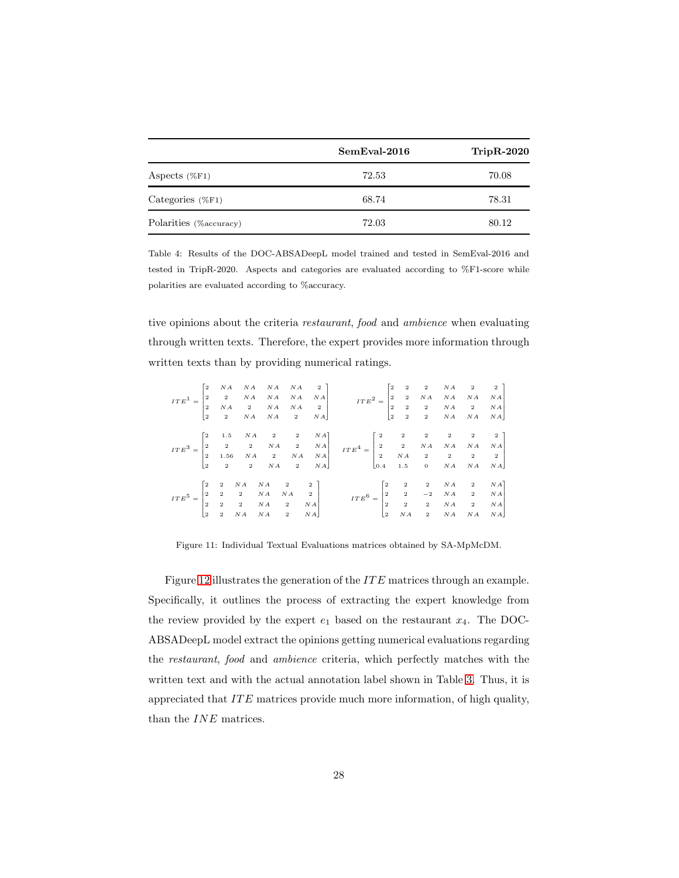| | SemEval-2016 | TripR-2020 |
|---|---|---|
| Aspects (%F1) | 72.53 | 70.08 |
| Categories (%F1) | 68.74 | 78.31 |
| Polarities (%accuracy) | 72.03 | 80.12 |

Table 4: Results of the DOC-ABSADeepL model trained and tested in SemEval-2016 and tested in TripR-2020. Aspects and categories are evaluated according to %F1-score while polarities are evaluated according to %accuracy.

tive opinions about the criteria *restaurant*, *food* and *ambience* when evaluating through written texts. Therefore, the expert provides more information through written texts than by providing numerical ratings.

$$ITE^1 = \begin{bmatrix} 2 & NA & NA & NA & NA & 2 \\ 2 & 2 & NA & NA & NA & NA \\ 2 & NA & 2 & NA & NA & 2 \\ 2 & 2 & NA & NA & 2 & NA \end{bmatrix} \quad ITE^2 = \begin{bmatrix} 2 & 2 & 2 & NA & 2 & 2 \\ 2 & 2 & NA & NA & NA & NA \\ 2 & 2 & 2 & NA & 2 & NA \\ 2 & 2 & 2 & NA & NA & NA \end{bmatrix}$$

$$ITE^3 = \begin{bmatrix} 2 & 1.5 & NA & 2 & 2 & NA \\ 2 & 2 & 2 & NA & 2 & NA \\ 2 & 1.56 & NA & 2 & NA & NA \\ 2 & 2 & 2 & NA & 2 & NA \end{bmatrix} \quad ITE^4 = \begin{bmatrix} 2 & 2 & 2 & 2 & 2 & 2 \\ 2 & 2 & NA & NA & NA & NA \\ 2 & NA & 2 & 2 & 2 & 2 \\ 0.4 & 1.5 & 0 & NA & NA & NA \end{bmatrix}$$

$$ITE^5 = \begin{bmatrix} 2 & 2 & NA & NA & 2 & 2 \\ 2 & 2 & 2 & NA & NA & 2 \\ 2 & 2 & 2 & NA & 2 & NA \\ 2 & 2 & NA & NA & 2 & NA \end{bmatrix} \quad ITE^6 = \begin{bmatrix} 2 & 2 & 2 & NA & 2 & NA \\ 2 & 2 & -2 & NA & 2 & NA \\ 2 & 2 & 2 & NA & 2 & NA \\ 2 & NA & 2 & NA & NA & NA \end{bmatrix}$$

Figure 11: Individual Textual Evaluations matrices obtained by SA-MpMcDM.

Figure 12 illustrates the generation of the $ITE$ matrices through an example. Specifically, it outlines the process of extracting the expert knowledge from the review provided by the expert $e_1$ based on the restaurant $x_4$. The DOC-ABSADeepL model extract the opinions getting numerical evaluations regarding the *restaurant*, *food* and *ambience* criteria, which perfectly matches with the written text and with the actual annotation label shown in Table 3. Thus, it is appreciated that $ITE$ matrices provide much more information, of high quality, than the $INE$ matrices.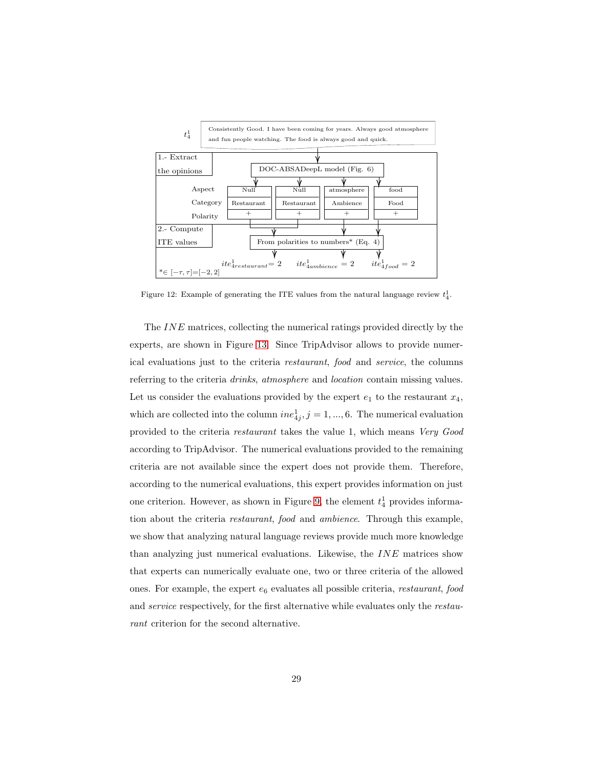$t_4^1$ — Consistently Good. I have been coming for years. Always good atmosphere and fun people watching. The food is always good and quick.

1.- Extract the opinions

DOC-ABSADeepL model (Fig. 6)

| | | | | |
|---|---|---|---|---|
| Aspect | Null | Null | atmosphere | food |
| Category | Restaurant | Restaurant | Ambience | Food |
| Polarity | + | + | + | + |

2.- Compute ITE values

From polarities to numbers* (Eq. 4)

$ite^1_{4restaurant} = 2$ $\quad ite^1_{4ambience} = 2$ $\quad ite^1_{4food} = 2$

*$\in [-\tau, \tau] = [-2, 2]$

Figure 12: Example of generating the ITE values from the natural language review $t_4^1$.

The $INE$ matrices, collecting the numerical ratings provided directly by the experts, are shown in Figure 13. Since TripAdvisor allows to provide numerical evaluations just to the criteria *restaurant*, *food* and *service*, the columns referring to the criteria *drinks*, *atmosphere* and *location* contain missing values. Let us consider the evaluations provided by the expert $e_1$ to the restaurant $x_4$, which are collected into the column $ine^1_{4j}, j = 1, ..., 6$. The numerical evaluation provided to the criteria *restaurant* takes the value 1, which means *Very Good* according to TripAdvisor. The numerical evaluations provided to the remaining criteria are not available since the expert does not provide them. Therefore, according to the numerical evaluations, this expert provides information on just one criterion. However, as shown in Figure 9, the element $t_4^1$ provides information about the criteria *restaurant*, *food* and *ambience*. Through this example, we show that analyzing natural language reviews provide much more knowledge than analyzing just numerical evaluations. Likewise, the $INE$ matrices show that experts can numerically evaluate one, two or three criteria of the allowed ones. For example, the expert $e_6$ evaluates all possible criteria, *restaurant*, *food* and *service* respectively, for the first alternative while evaluates only the *restaurant* criterion for the second alternative.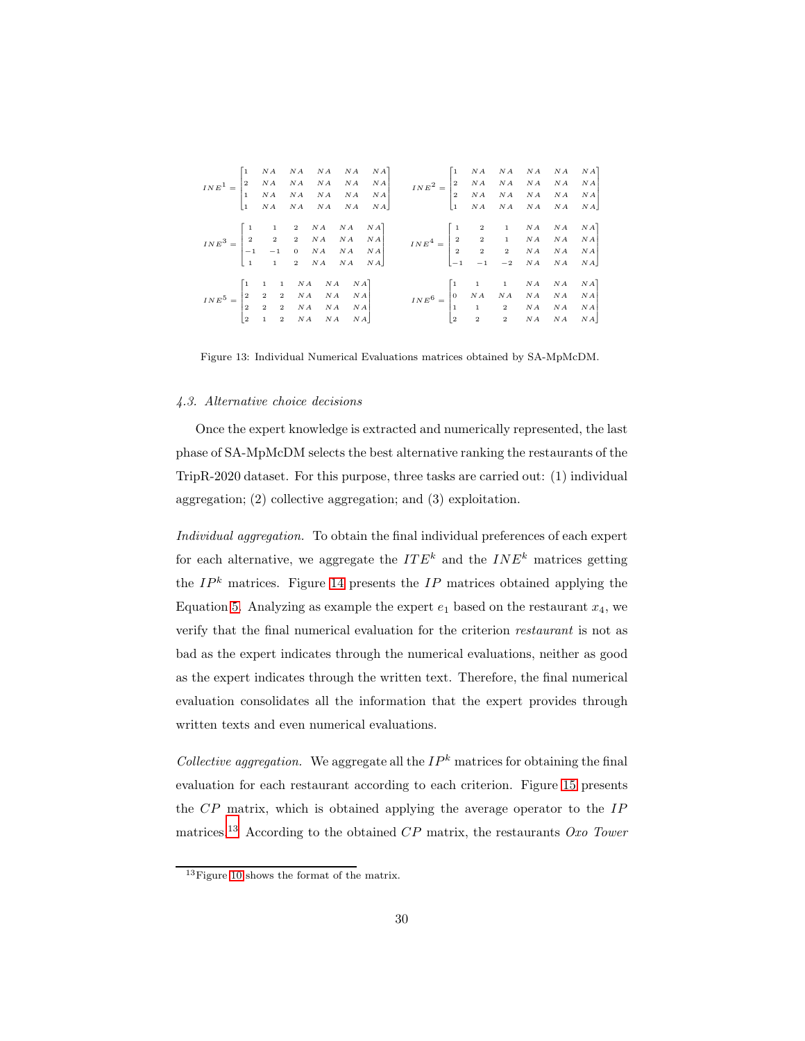$$INE^1 = \begin{bmatrix} 1 & NA & NA & NA & NA & NA \\ 2 & NA & NA & NA & NA & NA \\ 1 & NA & NA & NA & NA & NA \\ 1 & NA & NA & NA & NA & NA \end{bmatrix} \quad INE^2 = \begin{bmatrix} 1 & NA & NA & NA & NA & NA \\ 2 & NA & NA & NA & NA & NA \\ 2 & NA & NA & NA & NA & NA \\ 1 & NA & NA & NA & NA & NA \end{bmatrix}$$

$$INE^3 = \begin{bmatrix} 1 & 1 & 2 & NA & NA & NA \\ 2 & 2 & 2 & NA & NA & NA \\ -1 & -1 & 0 & NA & NA & NA \\ 1 & 1 & 2 & NA & NA & NA \end{bmatrix} \quad INE^4 = \begin{bmatrix} 1 & 2 & 1 & NA & NA & NA \\ 2 & 2 & 1 & NA & NA & NA \\ 2 & 2 & 2 & NA & NA & NA \\ -1 & -1 & -2 & NA & NA & NA \end{bmatrix}$$

$$INE^5 = \begin{bmatrix} 1 & 1 & 1 & NA & NA & NA \\ 2 & 2 & 2 & NA & NA & NA \\ 2 & 2 & 2 & NA & NA & NA \\ 2 & 1 & 2 & NA & NA & NA \end{bmatrix} \quad INE^6 = \begin{bmatrix} 1 & 1 & 1 & NA & NA & NA \\ 0 & NA & NA & NA & NA & NA \\ 1 & 1 & 2 & NA & NA & NA \\ 2 & 2 & 2 & NA & NA & NA \end{bmatrix}$$

Figure 13: Individual Numerical Evaluations matrices obtained by SA-MpMcDM.

### *4.3. Alternative choice decisions*

Once the expert knowledge is extracted and numerically represented, the last phase of SA-MpMcDM selects the best alternative ranking the restaurants of the TripR-2020 dataset. For this purpose, three tasks are carried out: (1) individual aggregation; (2) collective aggregation; and (3) exploitation.

*Individual aggregation.* To obtain the final individual preferences of each expert for each alternative, we aggregate the $ITE^k$ and the $INE^k$ matrices getting the $IP^k$ matrices. Figure 14 presents the $IP$ matrices obtained applying the Equation 5. Analyzing as example the expert $e_1$ based on the restaurant $x_4$, we verify that the final numerical evaluation for the criterion *restaurant* is not as bad as the expert indicates through the numerical evaluations, neither as good as the expert indicates through the written text. Therefore, the final numerical evaluation consolidates all the information that the expert provides through written texts and even numerical evaluations.

*Collective aggregation.* We aggregate all the $IP^k$ matrices for obtaining the final evaluation for each restaurant according to each criterion. Figure 15 presents the $CP$ matrix, which is obtained applying the average operator to the $IP$ matrices.[13] According to the obtained $CP$ matrix, the restaurants *Oxo Tower*

[13] Figure 10 shows the format of the matrix.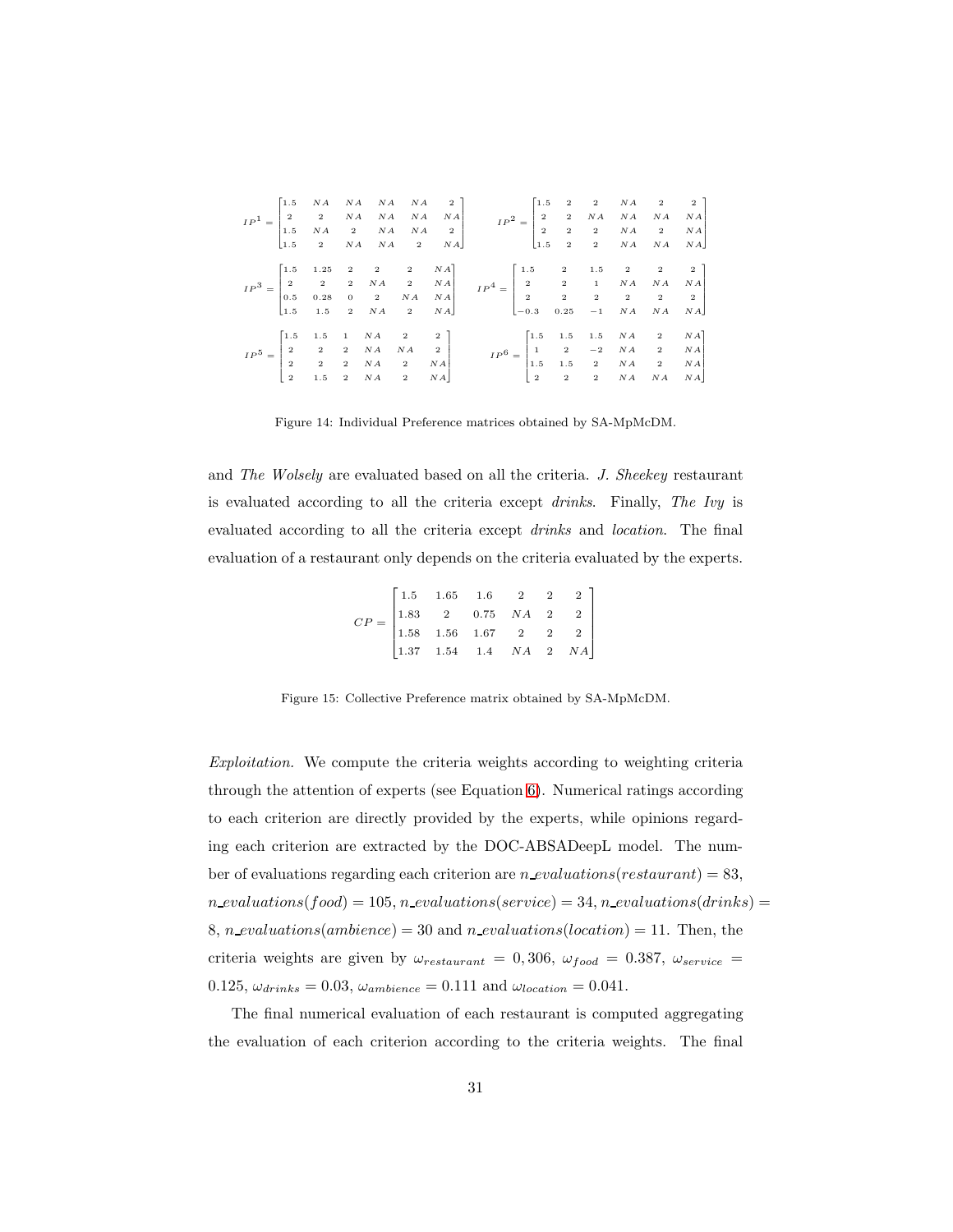$$IP^1 = \begin{bmatrix} 1.5 & NA & NA & NA & NA & 2 \\ 2 & 2 & NA & NA & NA & NA \\ 1.5 & NA & 2 & NA & NA & 2 \\ 1.5 & 2 & NA & NA & 2 & NA \end{bmatrix} \qquad IP^2 = \begin{bmatrix} 1.5 & 2 & 2 & NA & 2 & 2 \\ 2 & 2 & NA & NA & NA & NA \\ 2 & 2 & 2 & NA & 2 & NA \\ 1.5 & 2 & 2 & NA & NA & NA \end{bmatrix}$$

$$IP^3 = \begin{bmatrix} 1.5 & 1.25 & 2 & 2 & 2 & NA \\ 2 & 2 & 2 & NA & 2 & NA \\ 0.5 & 0.28 & 0 & 2 & NA & NA \\ 1.5 & 1.5 & 2 & NA & 2 & NA \end{bmatrix} \qquad IP^4 = \begin{bmatrix} 1.5 & 2 & 1.5 & 2 & 2 & 2 \\ 2 & 2 & 1 & NA & NA & NA \\ 2 & 2 & 2 & 2 & 2 & 2 \\ -0.3 & 0.25 & -1 & NA & NA & NA \end{bmatrix}$$

$$IP^5 = \begin{bmatrix} 1.5 & 1.5 & 1 & NA & 2 & 2 \\ 2 & 2 & 2 & NA & NA & 2 \\ 2 & 2 & 2 & NA & 2 & NA \\ 2 & 1.5 & 2 & NA & 2 & NA \end{bmatrix} \qquad IP^6 = \begin{bmatrix} 1.5 & 1.5 & 1.5 & NA & 2 & NA \\ 1 & 2 & -2 & NA & 2 & NA \\ 1.5 & 1.5 & 2 & NA & 2 & NA \\ 2 & 2 & 2 & NA & NA & NA \end{bmatrix}$$

Figure 14: Individual Preference matrices obtained by SA-MpMcDM.

and *The Wolsely* are evaluated based on all the criteria. *J. Sheekey* restaurant is evaluated according to all the criteria except *drinks*. Finally, *The Ivy* is evaluated according to all the criteria except *drinks* and *location*. The final evaluation of a restaurant only depends on the criteria evaluated by the experts.

$$CP = \begin{bmatrix} 1.5 & 1.65 & 1.6 & 2 & 2 & 2 \\ 1.83 & 2 & 0.75 & NA & 2 & 2 \\ 1.58 & 1.56 & 1.67 & 2 & 2 & 2 \\ 1.37 & 1.54 & 1.4 & NA & 2 & NA \end{bmatrix}$$

Figure 15: Collective Preference matrix obtained by SA-MpMcDM.

*Exploitation.* We compute the criteria weights according to weighting criteria through the attention of experts (see Equation 6). Numerical ratings according to each criterion are directly provided by the experts, while opinions regarding each criterion are extracted by the DOC-ABSADeepL model. The number of evaluations regarding each criterion are $n\_evaluations(restaurant) = 83$, $n\_evaluations(food) = 105$, $n\_evaluations(service) = 34$, $n\_evaluations(drinks) = 8$, $n\_evaluations(ambience) = 30$ and $n\_evaluations(location) = 11$. Then, the criteria weights are given by $\omega_{restaurant} = 0,306$, $\omega_{food} = 0.387$, $\omega_{service} = 0.125$, $\omega_{drinks} = 0.03$, $\omega_{ambience} = 0.111$ and $\omega_{location} = 0.041$.

The final numerical evaluation of each restaurant is computed aggregating the evaluation of each criterion according to the criteria weights. The final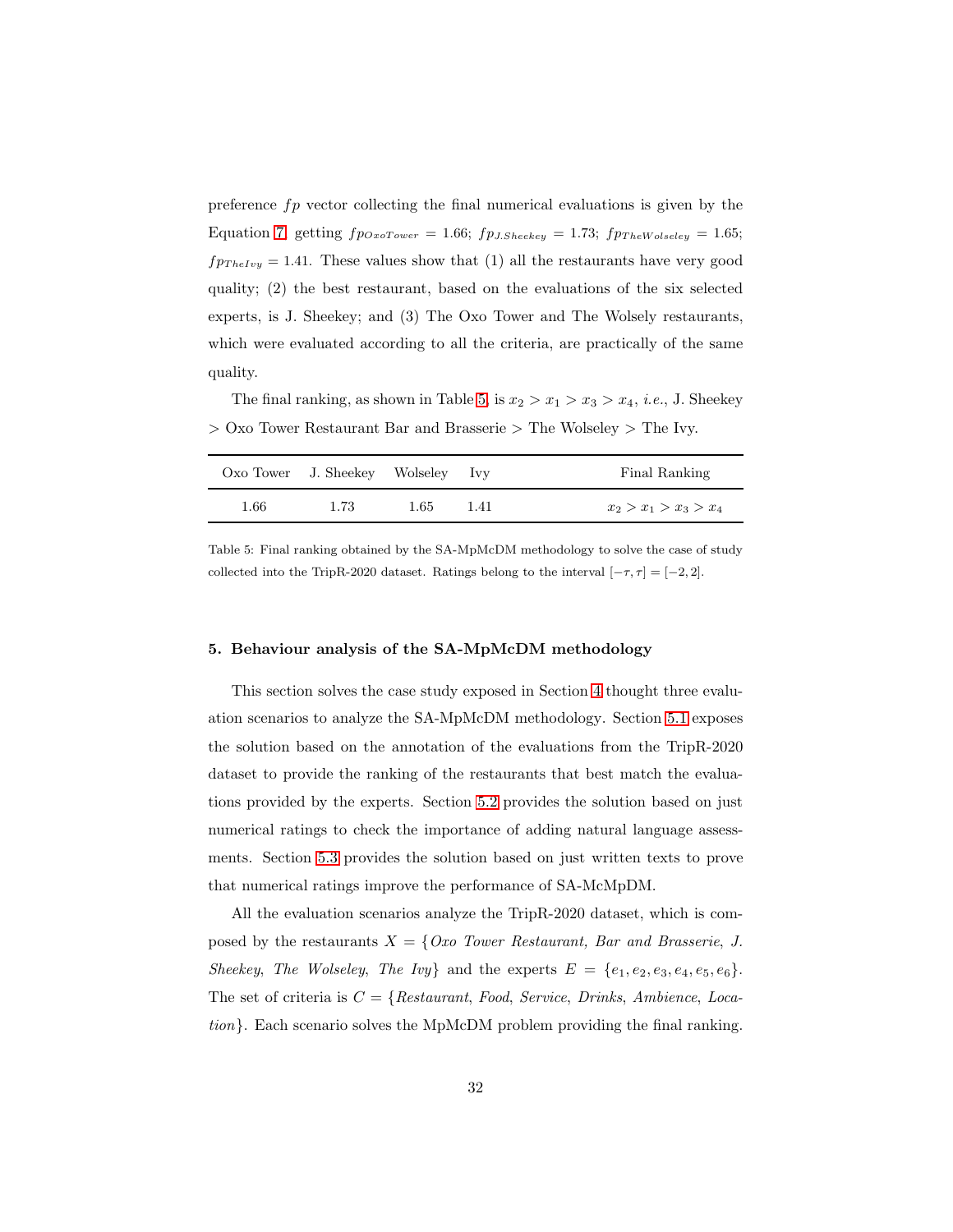preference $fp$ vector collecting the final numerical evaluations is given by the Equation 7, getting $fp_{OxoTower} = 1.66$; $fp_{J.Sheekey} = 1.73$; $fp_{TheWolseley} = 1.65$; $fp_{TheIvy} = 1.41$. These values show that (1) all the restaurants have very good quality; (2) the best restaurant, based on the evaluations of the six selected experts, is J. Sheekey; and (3) The Oxo Tower and The Wolsely restaurants, which were evaluated according to all the criteria, are practically of the same quality.

The final ranking, as shown in Table 5, is $x_2 > x_1 > x_3 > x_4$, *i.e.*, J. Sheekey > Oxo Tower Restaurant Bar and Brasserie > The Wolseley > The Ivy.

| Oxo Tower | J. Sheekey | Wolseley | Ivy | Final Ranking |
|---|---|---|---|---|
| 1.66 | 1.73 | 1.65 | 1.41 | $x_2 > x_1 > x_3 > x_4$ |

Table 5: Final ranking obtained by the SA-MpMcDM methodology to solve the case of study collected into the TripR-2020 dataset. Ratings belong to the interval $[-\tau, \tau] = [-2, 2]$.

## 5. Behaviour analysis of the SA-MpMcDM methodology

This section solves the case study exposed in Section 4 thought three evaluation scenarios to analyze the SA-MpMcDM methodology. Section 5.1 exposes the solution based on the annotation of the evaluations from the TripR-2020 dataset to provide the ranking of the restaurants that best match the evaluations provided by the experts. Section 5.2 provides the solution based on just numerical ratings to check the importance of adding natural language assessments. Section 5.3 provides the solution based on just written texts to prove that numerical ratings improve the performance of SA-McMpDM.

All the evaluation scenarios analyze the TripR-2020 dataset, which is composed by the restaurants $X = \{$*Oxo Tower Restaurant, Bar and Brasserie*, *J. Sheekey*, *The Wolseley*, *The Ivy*$\}$ and the experts $E = \{e_1, e_2, e_3, e_4, e_5, e_6\}$. The set of criteria is $C = \{$*Restaurant*, *Food*, *Service*, *Drinks*, *Ambience*, *Location*$\}$. Each scenario solves the MpMcDM problem providing the final ranking.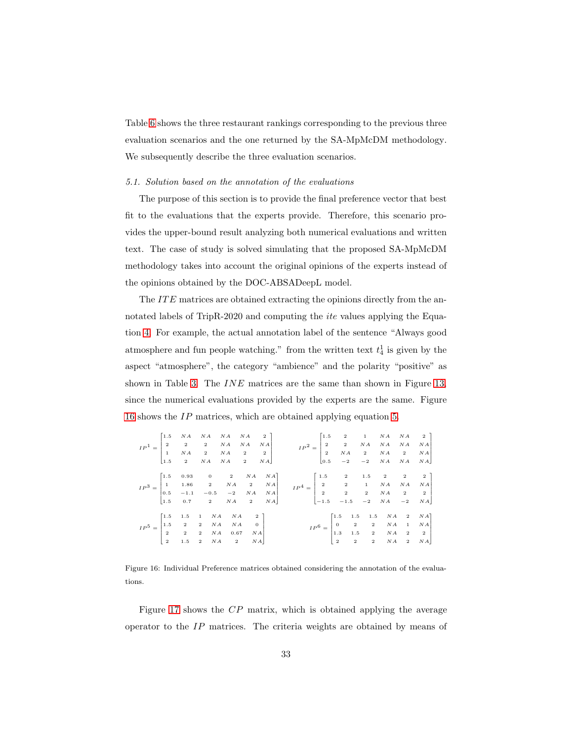Table 6 shows the three restaurant rankings corresponding to the previous three evaluation scenarios and the one returned by the SA-MpMcDM methodology. We subsequently describe the three evaluation scenarios.

### 5.1. Solution based on the annotation of the evaluations

The purpose of this section is to provide the final preference vector that best fit to the evaluations that the experts provide. Therefore, this scenario provides the upper-bound result analyzing both numerical evaluations and written text. The case of study is solved simulating that the proposed SA-MpMcDM methodology takes into account the original opinions of the experts instead of the opinions obtained by the DOC-ABSADeepL model.

The $ITE$ matrices are obtained extracting the opinions directly from the annotated labels of TripR-2020 and computing the $ite$ values applying the Equation 4. For example, the actual annotation label of the sentence "Always good atmosphere and fun people watching." from the written text $t_4^1$ is given by the aspect "atmosphere", the category "ambience" and the polarity "positive" as shown in Table 3. The $INE$ matrices are the same than shown in Figure 13, since the numerical evaluations provided by the experts are the same. Figure 16 shows the $IP$ matrices, which are obtained applying equation 5.

$$IP^1 = \begin{bmatrix} 1.5 & NA & NA & NA & NA & 2 \\ 2 & 2 & 2 & NA & NA & NA \\ 1 & NA & 2 & NA & 2 & 2 \\ 1.5 & 2 & NA & NA & 2 & NA \end{bmatrix} \quad IP^2 = \begin{bmatrix} 1.5 & 2 & 1 & NA & NA & 2 \\ 2 & 2 & NA & NA & NA & NA \\ 2 & NA & 2 & NA & 2 & NA \\ 0.5 & -2 & -2 & NA & NA & NA \end{bmatrix}$$

$$IP^3 = \begin{bmatrix} 1.5 & 0.93 & 0 & 2 & NA & NA \\ 1 & 1.86 & 2 & NA & 2 & NA \\ 0.5 & -1.1 & -0.5 & -2 & NA & NA \\ 1.5 & 0.7 & 2 & NA & 2 & NA \end{bmatrix} \quad IP^4 = \begin{bmatrix} 1.5 & 2 & 1.5 & 2 & 2 & 2 \\ 2 & 2 & 1 & NA & NA & NA \\ 2 & 2 & 2 & NA & 2 & 2 \\ -1.5 & -1.5 & -2 & NA & -2 & NA \end{bmatrix}$$

$$IP^5 = \begin{bmatrix} 1.5 & 1.5 & 1 & NA & NA & 2 \\ 1.5 & 2 & 2 & NA & NA & 0 \\ 2 & 2 & 2 & NA & 0.67 & NA \\ 2 & 1.5 & 2 & NA & 2 & NA \end{bmatrix} \quad IP^6 = \begin{bmatrix} 1.5 & 1.5 & 1.5 & NA & 2 & NA \\ 0 & 2 & 2 & NA & 1 & NA \\ 1.3 & 1.5 & 2 & NA & 2 & 2 \\ 2 & 2 & 2 & NA & 2 & NA \end{bmatrix}$$

Figure 16: Individual Preference matrices obtained considering the annotation of the evaluations.

Figure 17 shows the $CP$ matrix, which is obtained applying the average operator to the $IP$ matrices. The criteria weights are obtained by means of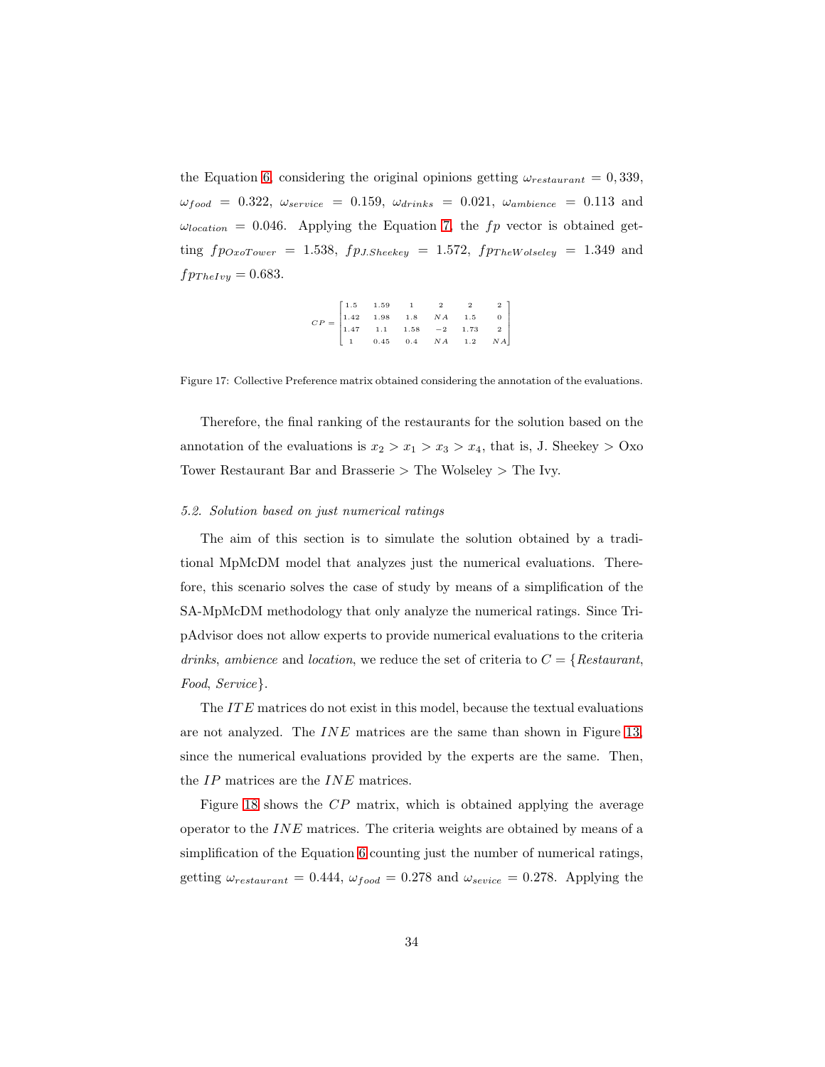the Equation 6, considering the original opinions getting $\omega_{restaurant} = 0,339$, $\omega_{food} = 0.322$, $\omega_{service} = 0.159$, $\omega_{drinks} = 0.021$, $\omega_{ambience} = 0.113$ and $\omega_{location} = 0.046$. Applying the Equation 7, the $fp$ vector is obtained getting $fp_{OxoTower} = 1.538$, $fp_{J.Sheekey} = 1.572$, $fp_{TheWolseley} = 1.349$ and $fp_{TheIvy} = 0.683$.

$$CP = \begin{bmatrix} 1.5 & 1.59 & 1 & 2 & 2 & 2 \\ 1.42 & 1.98 & 1.8 & NA & 1.5 & 0 \\ 1.47 & 1.1 & 1.58 & -2 & 1.73 & 2 \\ 1 & 0.45 & 0.4 & NA & 1.2 & NA \end{bmatrix}$$

Figure 17: Collective Preference matrix obtained considering the annotation of the evaluations.

Therefore, the final ranking of the restaurants for the solution based on the annotation of the evaluations is $x_2 > x_1 > x_3 > x_4$, that is, J. Sheekey > Oxo Tower Restaurant Bar and Brasserie > The Wolseley > The Ivy.

*5.2. Solution based on just numerical ratings*

The aim of this section is to simulate the solution obtained by a traditional MpMcDM model that analyzes just the numerical evaluations. Therefore, this scenario solves the case of study by means of a simplification of the SA-MpMcDM methodology that only analyze the numerical ratings. Since TripAdvisor does not allow experts to provide numerical evaluations to the criteria *drinks*, *ambience* and *location*, we reduce the set of criteria to $C = \{Restaurant, Food, Service\}$.

The $ITE$ matrices do not exist in this model, because the textual evaluations are not analyzed. The $INE$ matrices are the same than shown in Figure 13, since the numerical evaluations provided by the experts are the same. Then, the $IP$ matrices are the $INE$ matrices.

Figure 18 shows the $CP$ matrix, which is obtained applying the average operator to the $INE$ matrices. The criteria weights are obtained by means of a simplification of the Equation 6 counting just the number of numerical ratings, getting $\omega_{restaurant} = 0.444$, $\omega_{food} = 0.278$ and $\omega_{sevice} = 0.278$. Applying the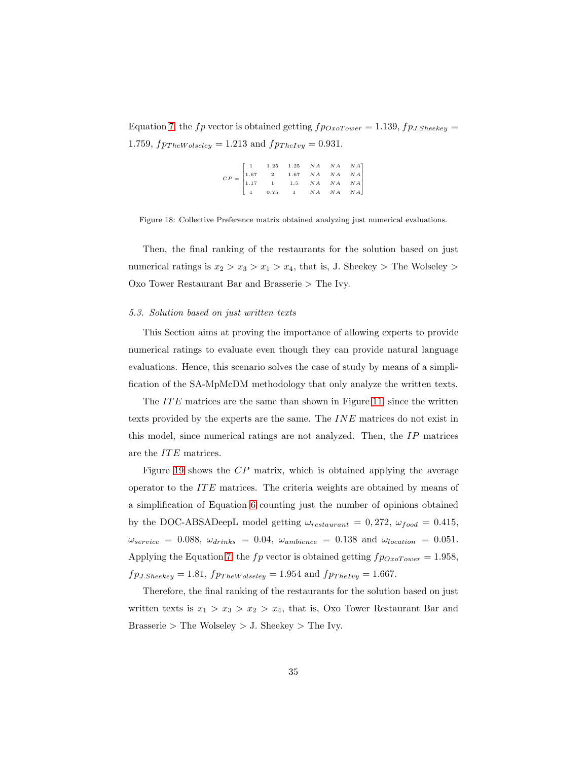Equation 7, the $fp$ vector is obtained getting $fp_{OxoTower} = 1.139$, $fp_{J.Sheekey} = 1.759$, $fp_{TheWolseley} = 1.213$ and $fp_{TheIvy} = 0.931$.

$$CP = \begin{bmatrix} 1 & 1.25 & 1.25 & NA & NA & NA \\ 1.67 & 2 & 1.67 & NA & NA & NA \\ 1.17 & 1 & 1.5 & NA & NA & NA \\ 1 & 0.75 & 1 & NA & NA & NA \end{bmatrix}$$

Figure 18: Collective Preference matrix obtained analyzing just numerical evaluations.

Then, the final ranking of the restaurants for the solution based on just numerical ratings is $x_2 > x_3 > x_1 > x_4$, that is, J. Sheekey > The Wolseley > Oxo Tower Restaurant Bar and Brasserie > The Ivy.

### *5.3. Solution based on just written texts*

This Section aims at proving the importance of allowing experts to provide numerical ratings to evaluate even though they can provide natural language evaluations. Hence, this scenario solves the case of study by means of a simplification of the SA-MpMcDM methodology that only analyze the written texts.

The $ITE$ matrices are the same than shown in Figure 11, since the written texts provided by the experts are the same. The $INE$ matrices do not exist in this model, since numerical ratings are not analyzed. Then, the $IP$ matrices are the $ITE$ matrices.

Figure 19 shows the $CP$ matrix, which is obtained applying the average operator to the $ITE$ matrices. The criteria weights are obtained by means of a simplification of Equation 6 counting just the number of opinions obtained by the DOC-ABSADeepL model getting $\omega_{restaurant} = 0,272$, $\omega_{food} = 0.415$, $\omega_{service} = 0.088$, $\omega_{drinks} = 0.04$, $\omega_{ambience} = 0.138$ and $\omega_{location} = 0.051$. Applying the Equation 7, the $fp$ vector is obtained getting $fp_{OxoTower} = 1.958$, $fp_{J.Sheekey} = 1.81$, $fp_{TheWolseley} = 1.954$ and $fp_{TheIvy} = 1.667$.

Therefore, the final ranking of the restaurants for the solution based on just written texts is $x_1 > x_3 > x_2 > x_4$, that is, Oxo Tower Restaurant Bar and Brasserie > The Wolseley > J. Sheekey > The Ivy.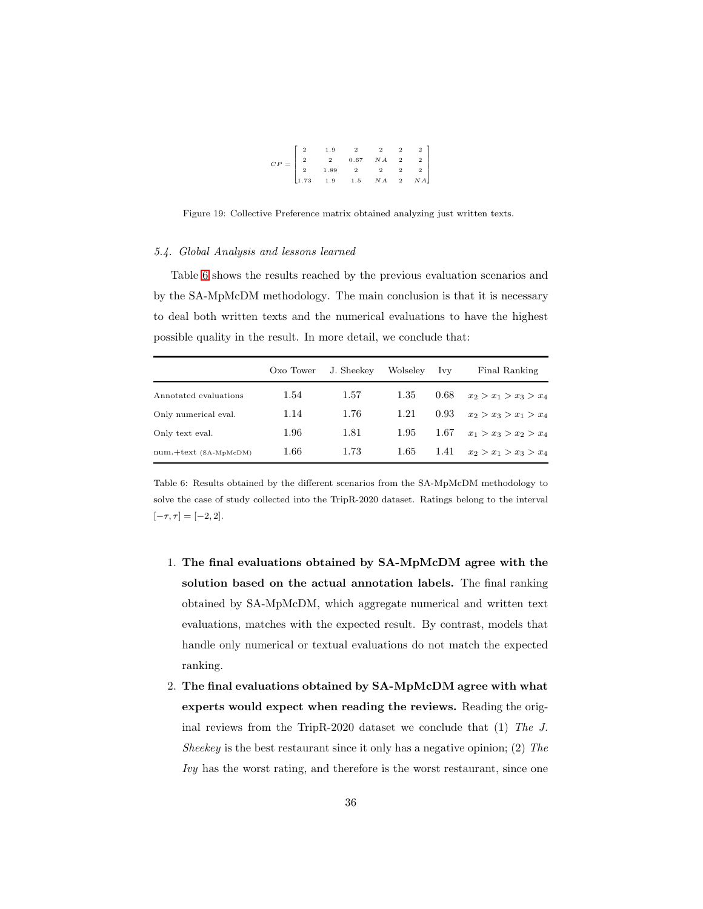$$CP = \begin{bmatrix} 2 & 1.9 & 2 & 2 & 2 & 2 \\ 2 & 2 & 0.67 & NA & 2 & 2 \\ 2 & 1.89 & 2 & 2 & 2 & 2 \\ 1.73 & 1.9 & 1.5 & NA & 2 & NA \end{bmatrix}$$

Figure 19: Collective Preference matrix obtained analyzing just written texts.

### 5.4. Global Analysis and lessons learned

Table 6 shows the results reached by the previous evaluation scenarios and by the SA-MpMcDM methodology. The main conclusion is that it is necessary to deal both written texts and the numerical evaluations to have the highest possible quality in the result. In more detail, we conclude that:

| | Oxo Tower | J. Sheekey | Wolseley | Ivy | Final Ranking |
|---|---|---|---|---|---|
| Annotated evaluations | 1.54 | 1.57 | 1.35 | 0.68 | $x_2 > x_1 > x_3 > x_4$ |
| Only numerical eval. | 1.14 | 1.76 | 1.21 | 0.93 | $x_2 > x_3 > x_1 > x_4$ |
| Only text eval. | 1.96 | 1.81 | 1.95 | 1.67 | $x_1 > x_3 > x_2 > x_4$ |
| num.+text (SA-MpMcDM) | 1.66 | 1.73 | 1.65 | 1.41 | $x_2 > x_1 > x_3 > x_4$ |

Table 6: Results obtained by the different scenarios from the SA-MpMcDM methodology to solve the case of study collected into the TripR-2020 dataset. Ratings belong to the interval $[-\tau, \tau] = [-2, 2]$.

1. **The final evaluations obtained by SA-MpMcDM agree with the solution based on the actual annotation labels.** The final ranking obtained by SA-MpMcDM, which aggregate numerical and written text evaluations, matches with the expected result. By contrast, models that handle only numerical or textual evaluations do not match the expected ranking.
2. **The final evaluations obtained by SA-MpMcDM agree with what experts would expect when reading the reviews.** Reading the original reviews from the TripR-2020 dataset we conclude that (1) *The J. Sheekey* is the best restaurant since it only has a negative opinion; (2) *The Ivy* has the worst rating, and therefore is the worst restaurant, since one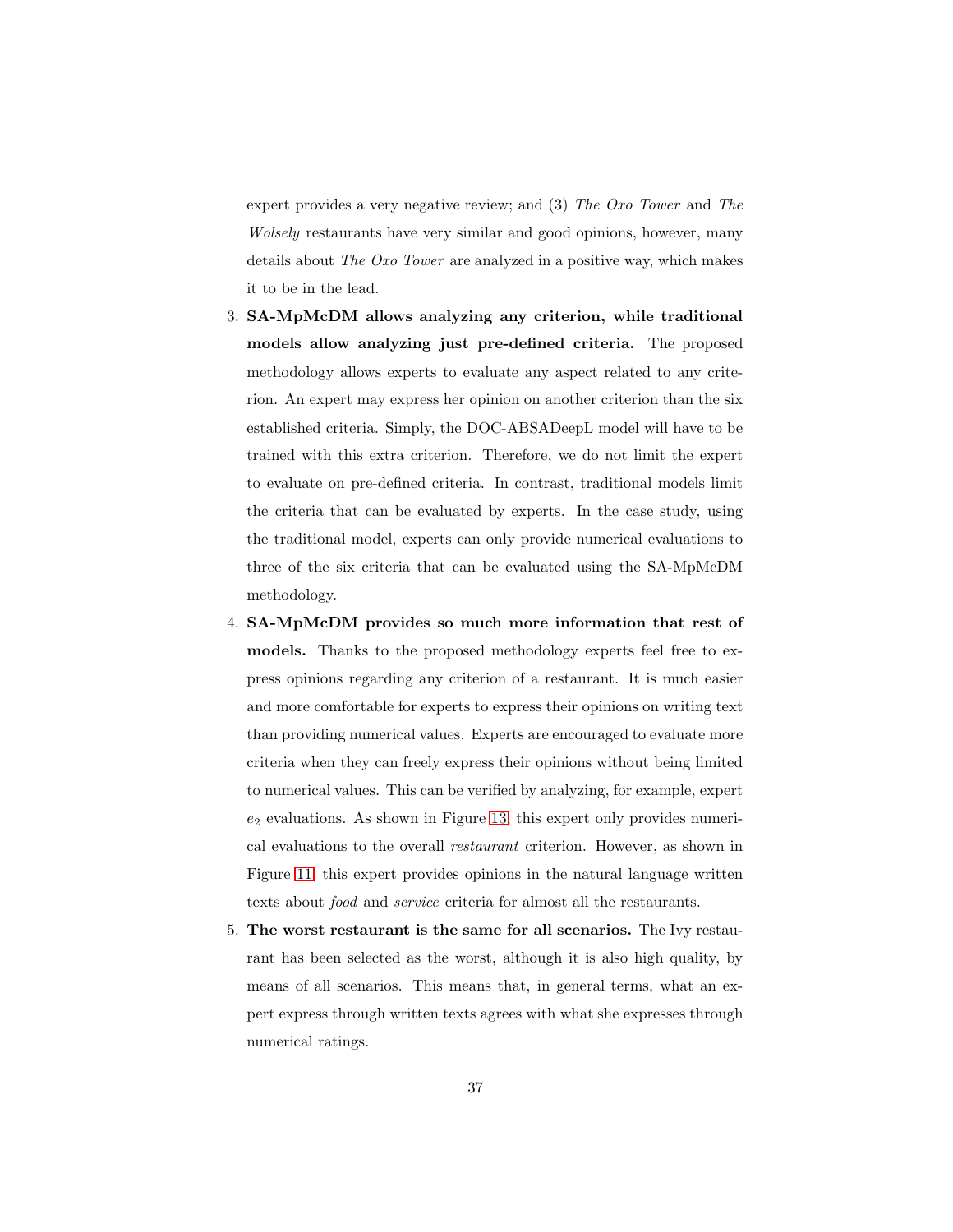expert provides a very negative review; and (3) *The Oxo Tower* and *The Wolsely* restaurants have very similar and good opinions, however, many details about *The Oxo Tower* are analyzed in a positive way, which makes it to be in the lead.

3. **SA-MpMcDM allows analyzing any criterion, while traditional models allow analyzing just pre-defined criteria.** The proposed methodology allows experts to evaluate any aspect related to any criterion. An expert may express her opinion on another criterion than the six established criteria. Simply, the DOC-ABSADeepL model will have to be trained with this extra criterion. Therefore, we do not limit the expert to evaluate on pre-defined criteria. In contrast, traditional models limit the criteria that can be evaluated by experts. In the case study, using the traditional model, experts can only provide numerical evaluations to three of the six criteria that can be evaluated using the SA-MpMcDM methodology.

4. **SA-MpMcDM provides so much more information that rest of models.** Thanks to the proposed methodology experts feel free to express opinions regarding any criterion of a restaurant. It is much easier and more comfortable for experts to express their opinions on writing text than providing numerical values. Experts are encouraged to evaluate more criteria when they can freely express their opinions without being limited to numerical values. This can be verified by analyzing, for example, expert $e_2$ evaluations. As shown in Figure 13, this expert only provides numerical evaluations to the overall *restaurant* criterion. However, as shown in Figure 11, this expert provides opinions in the natural language written texts about *food* and *service* criteria for almost all the restaurants.

5. **The worst restaurant is the same for all scenarios.** The Ivy restaurant has been selected as the worst, although it is also high quality, by means of all scenarios. This means that, in general terms, what an expert express through written texts agrees with what she expresses through numerical ratings.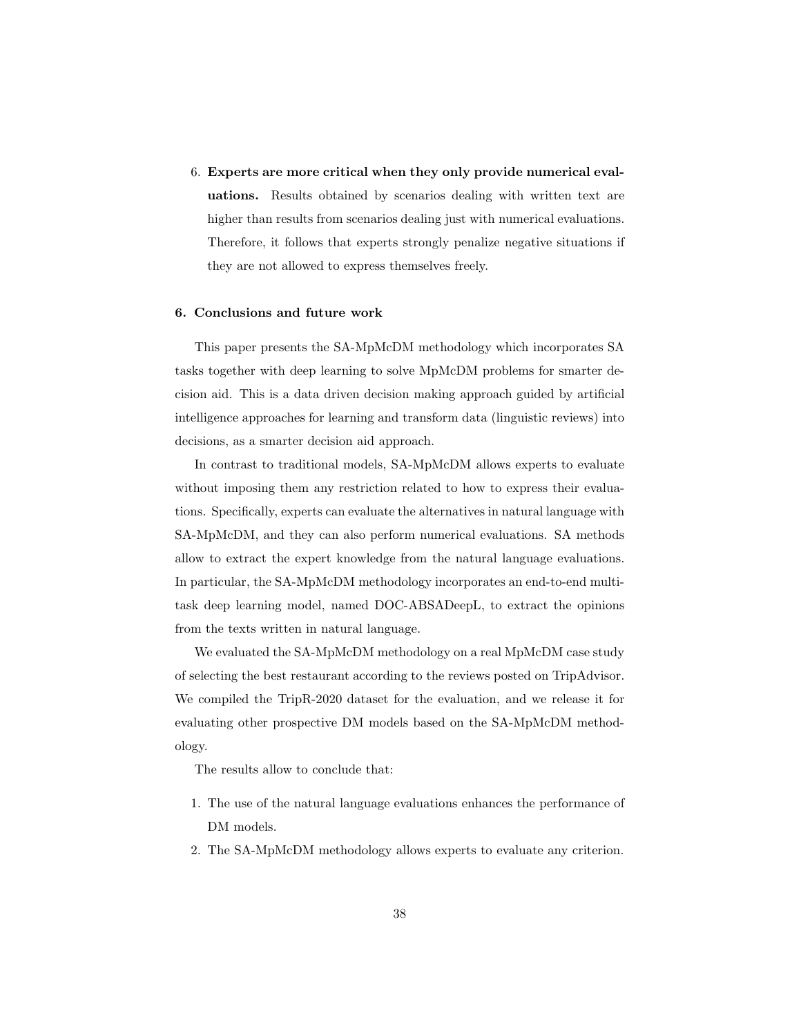6. **Experts are more critical when they only provide numerical evaluations.** Results obtained by scenarios dealing with written text are higher than results from scenarios dealing just with numerical evaluations. Therefore, it follows that experts strongly penalize negative situations if they are not allowed to express themselves freely.

## 6. Conclusions and future work

This paper presents the SA-MpMcDM methodology which incorporates SA tasks together with deep learning to solve MpMcDM problems for smarter decision aid. This is a data driven decision making approach guided by artificial intelligence approaches for learning and transform data (linguistic reviews) into decisions, as a smarter decision aid approach.

In contrast to traditional models, SA-MpMcDM allows experts to evaluate without imposing them any restriction related to how to express their evaluations. Specifically, experts can evaluate the alternatives in natural language with SA-MpMcDM, and they can also perform numerical evaluations. SA methods allow to extract the expert knowledge from the natural language evaluations. In particular, the SA-MpMcDM methodology incorporates an end-to-end multi-task deep learning model, named DOC-ABSADeepL, to extract the opinions from the texts written in natural language.

We evaluated the SA-MpMcDM methodology on a real MpMcDM case study of selecting the best restaurant according to the reviews posted on TripAdvisor. We compiled the TripR-2020 dataset for the evaluation, and we release it for evaluating other prospective DM models based on the SA-MpMcDM methodology.

The results allow to conclude that:

1. The use of the natural language evaluations enhances the performance of DM models.
2. The SA-MpMcDM methodology allows experts to evaluate any criterion.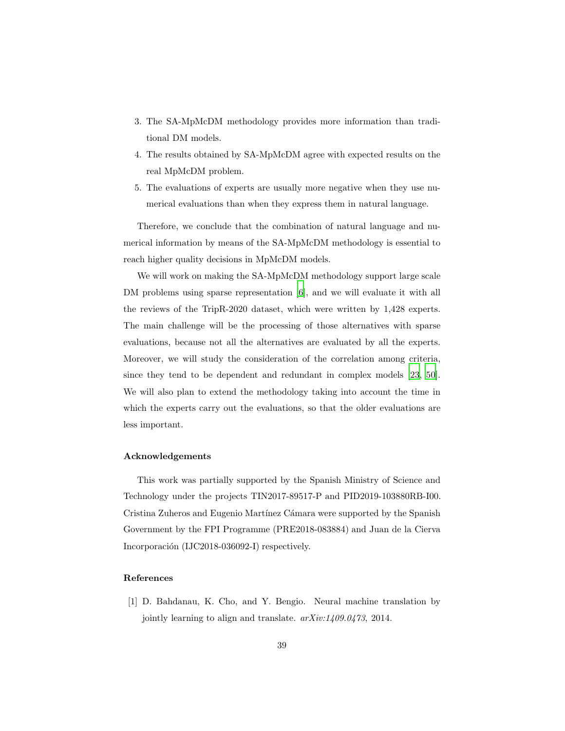3. The SA-MpMcDM methodology provides more information than traditional DM models.
4. The results obtained by SA-MpMcDM agree with expected results on the real MpMcDM problem.
5. The evaluations of experts are usually more negative when they use numerical evaluations than when they express them in natural language.

Therefore, we conclude that the combination of natural language and numerical information by means of the SA-MpMcDM methodology is essential to reach higher quality decisions in MpMcDM models.

We will work on making the SA-MpMcDM methodology support large scale DM problems using sparse representation [6], and we will evaluate it with all the reviews of the TripR-2020 dataset, which were written by 1,428 experts. The main challenge will be the processing of those alternatives with sparse evaluations, because not all the alternatives are evaluated by all the experts. Moreover, we will study the consideration of the correlation among criteria, since they tend to be dependent and redundant in complex models [23, 50]. We will also plan to extend the methodology taking into account the time in which the experts carry out the evaluations, so that the older evaluations are less important.

### Acknowledgements

This work was partially supported by the Spanish Ministry of Science and Technology under the projects TIN2017-89517-P and PID2019-103880RB-I00. Cristina Zuheros and Eugenio Martínez Cámara were supported by the Spanish Government by the FPI Programme (PRE2018-083884) and Juan de la Cierva Incorporación (IJC2018-036092-I) respectively.

### References

[1] D. Bahdanau, K. Cho, and Y. Bengio. Neural machine translation by jointly learning to align and translate. *arXiv:1409.0473*, 2014.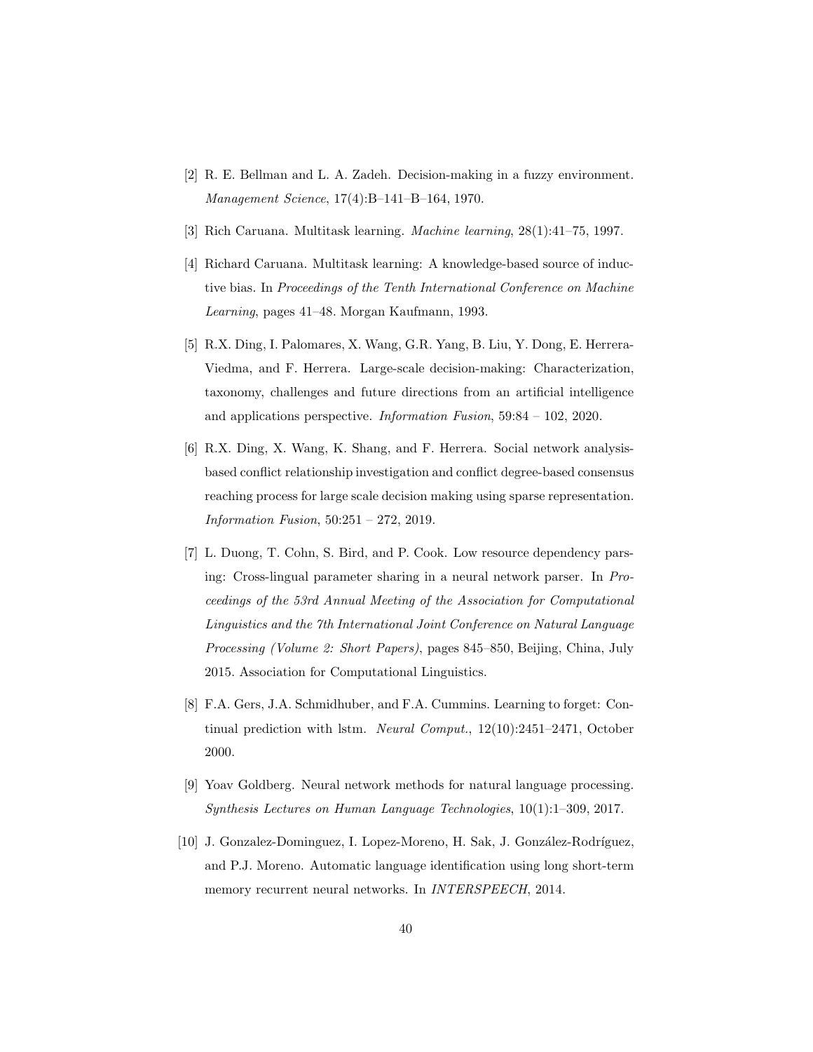[2] R. E. Bellman and L. A. Zadeh. Decision-making in a fuzzy environment. *Management Science*, 17(4):B–141–B–164, 1970.

[3] Rich Caruana. Multitask learning. *Machine learning*, 28(1):41–75, 1997.

[4] Richard Caruana. Multitask learning: A knowledge-based source of inductive bias. In *Proceedings of the Tenth International Conference on Machine Learning*, pages 41–48. Morgan Kaufmann, 1993.

[5] R.X. Ding, I. Palomares, X. Wang, G.R. Yang, B. Liu, Y. Dong, E. Herrera-Viedma, and F. Herrera. Large-scale decision-making: Characterization, taxonomy, challenges and future directions from an artificial intelligence and applications perspective. *Information Fusion*, 59:84 – 102, 2020.

[6] R.X. Ding, X. Wang, K. Shang, and F. Herrera. Social network analysis-based conflict relationship investigation and conflict degree-based consensus reaching process for large scale decision making using sparse representation. *Information Fusion*, 50:251 – 272, 2019.

[7] L. Duong, T. Cohn, S. Bird, and P. Cook. Low resource dependency parsing: Cross-lingual parameter sharing in a neural network parser. In *Proceedings of the 53rd Annual Meeting of the Association for Computational Linguistics and the 7th International Joint Conference on Natural Language Processing (Volume 2: Short Papers)*, pages 845–850, Beijing, China, July 2015. Association for Computational Linguistics.

[8] F.A. Gers, J.A. Schmidhuber, and F.A. Cummins. Learning to forget: Continual prediction with lstm. *Neural Comput.*, 12(10):2451–2471, October 2000.

[9] Yoav Goldberg. Neural network methods for natural language processing. *Synthesis Lectures on Human Language Technologies*, 10(1):1–309, 2017.

[10] J. Gonzalez-Dominguez, I. Lopez-Moreno, H. Sak, J. González-Rodríguez, and P.J. Moreno. Automatic language identification using long short-term memory recurrent neural networks. In *INTERSPEECH*, 2014.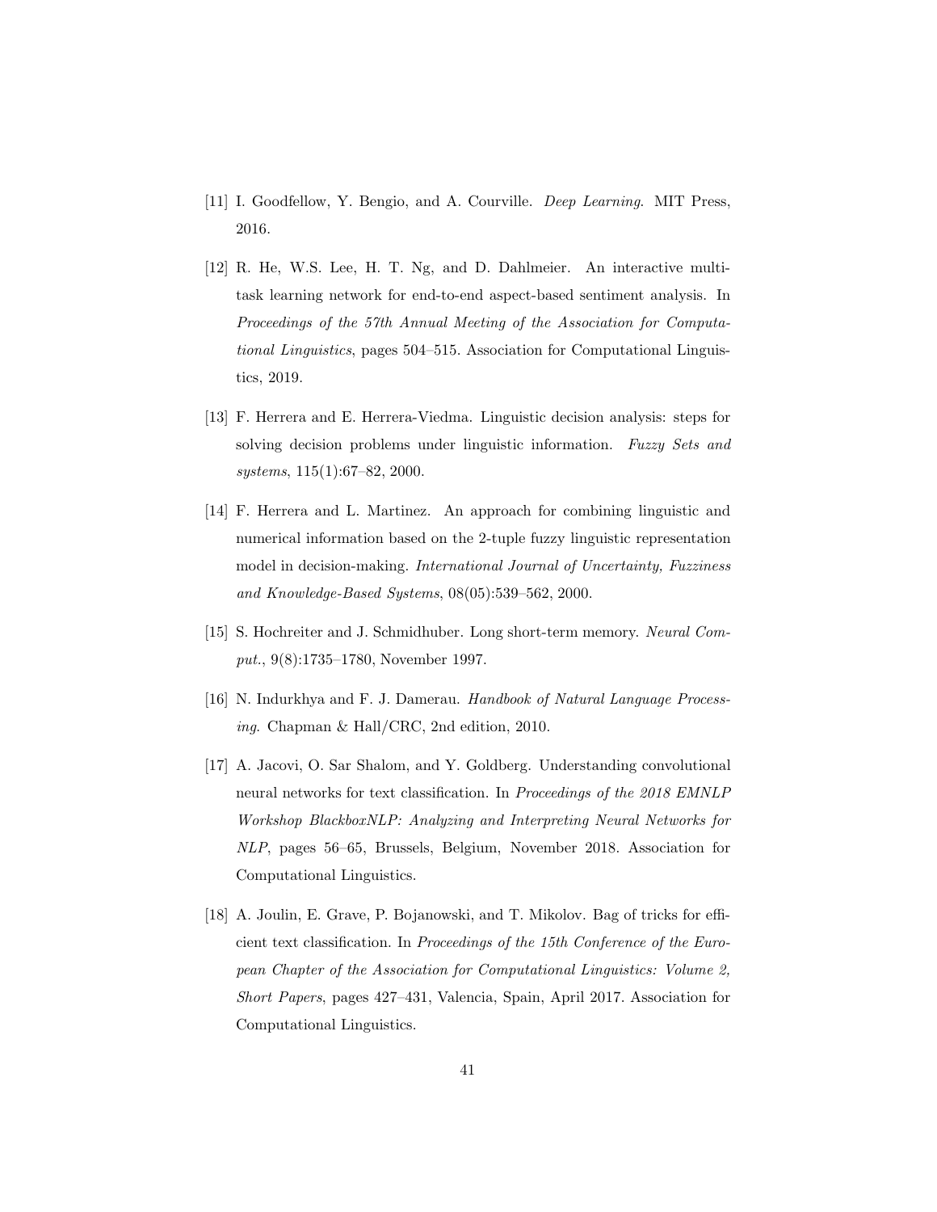[11] I. Goodfellow, Y. Bengio, and A. Courville. *Deep Learning*. MIT Press, 2016.

[12] R. He, W.S. Lee, H. T. Ng, and D. Dahlmeier. An interactive multi-task learning network for end-to-end aspect-based sentiment analysis. In *Proceedings of the 57th Annual Meeting of the Association for Computational Linguistics*, pages 504–515. Association for Computational Linguistics, 2019.

[13] F. Herrera and E. Herrera-Viedma. Linguistic decision analysis: steps for solving decision problems under linguistic information. *Fuzzy Sets and systems*, 115(1):67–82, 2000.

[14] F. Herrera and L. Martinez. An approach for combining linguistic and numerical information based on the 2-tuple fuzzy linguistic representation model in decision-making. *International Journal of Uncertainty, Fuzziness and Knowledge-Based Systems*, 08(05):539–562, 2000.

[15] S. Hochreiter and J. Schmidhuber. Long short-term memory. *Neural Comput.*, 9(8):1735–1780, November 1997.

[16] N. Indurkhya and F. J. Damerau. *Handbook of Natural Language Processing*. Chapman & Hall/CRC, 2nd edition, 2010.

[17] A. Jacovi, O. Sar Shalom, and Y. Goldberg. Understanding convolutional neural networks for text classification. In *Proceedings of the 2018 EMNLP Workshop BlackboxNLP: Analyzing and Interpreting Neural Networks for NLP*, pages 56–65, Brussels, Belgium, November 2018. Association for Computational Linguistics.

[18] A. Joulin, E. Grave, P. Bojanowski, and T. Mikolov. Bag of tricks for efficient text classification. In *Proceedings of the 15th Conference of the European Chapter of the Association for Computational Linguistics: Volume 2, Short Papers*, pages 427–431, Valencia, Spain, April 2017. Association for Computational Linguistics.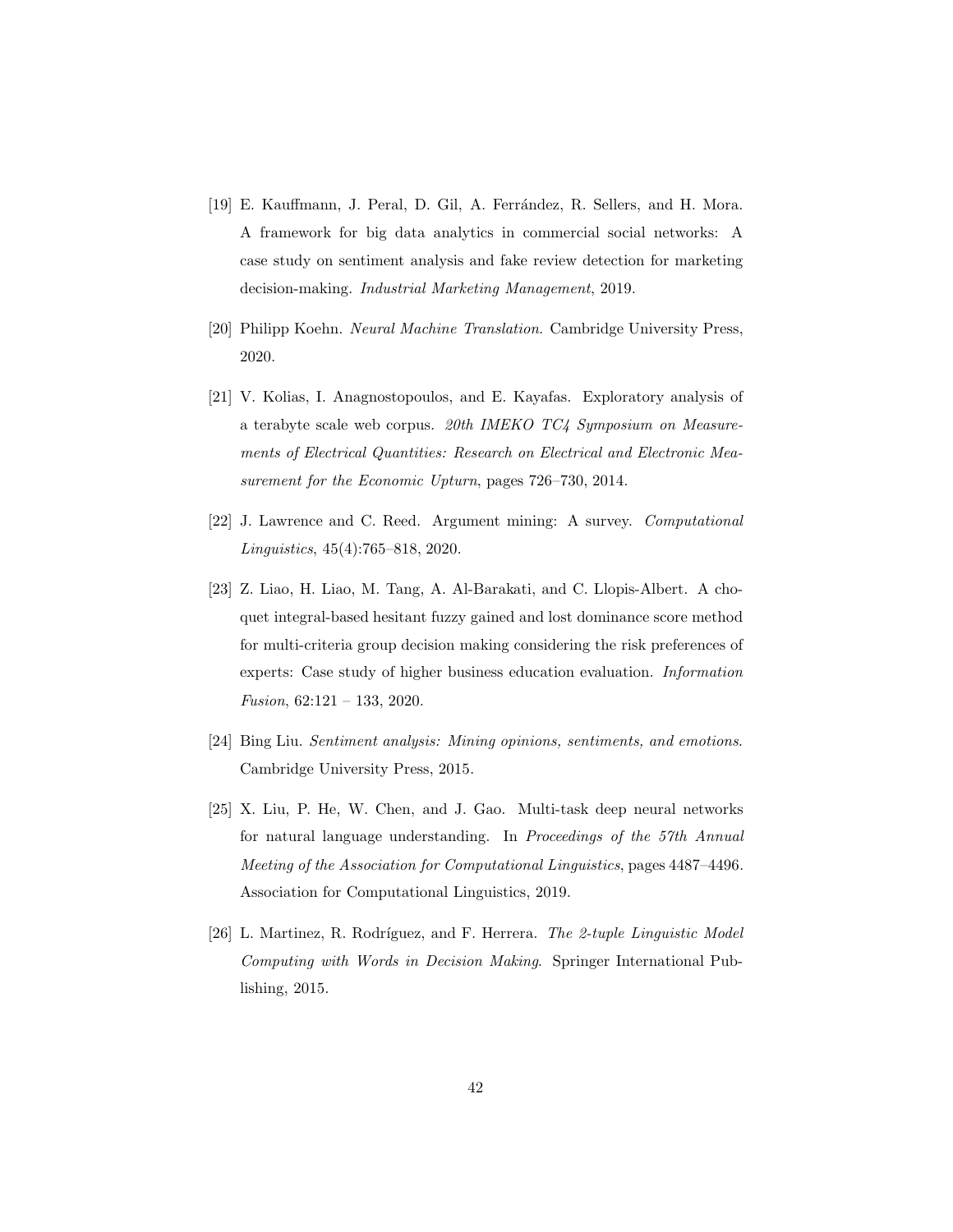[19] E. Kauffmann, J. Peral, D. Gil, A. Ferrández, R. Sellers, and H. Mora. A framework for big data analytics in commercial social networks: A case study on sentiment analysis and fake review detection for marketing decision-making. *Industrial Marketing Management*, 2019.

[20] Philipp Koehn. *Neural Machine Translation*. Cambridge University Press, 2020.

[21] V. Kolias, I. Anagnostopoulos, and E. Kayafas. Exploratory analysis of a terabyte scale web corpus. *20th IMEKO TC4 Symposium on Measurements of Electrical Quantities: Research on Electrical and Electronic Measurement for the Economic Upturn*, pages 726–730, 2014.

[22] J. Lawrence and C. Reed. Argument mining: A survey. *Computational Linguistics*, 45(4):765–818, 2020.

[23] Z. Liao, H. Liao, M. Tang, A. Al-Barakati, and C. Llopis-Albert. A choquet integral-based hesitant fuzzy gained and lost dominance score method for multi-criteria group decision making considering the risk preferences of experts: Case study of higher business education evaluation. *Information Fusion*, 62:121 – 133, 2020.

[24] Bing Liu. *Sentiment analysis: Mining opinions, sentiments, and emotions*. Cambridge University Press, 2015.

[25] X. Liu, P. He, W. Chen, and J. Gao. Multi-task deep neural networks for natural language understanding. In *Proceedings of the 57th Annual Meeting of the Association for Computational Linguistics*, pages 4487–4496. Association for Computational Linguistics, 2019.

[26] L. Martinez, R. Rodríguez, and F. Herrera. *The 2-tuple Linguistic Model Computing with Words in Decision Making*. Springer International Publishing, 2015.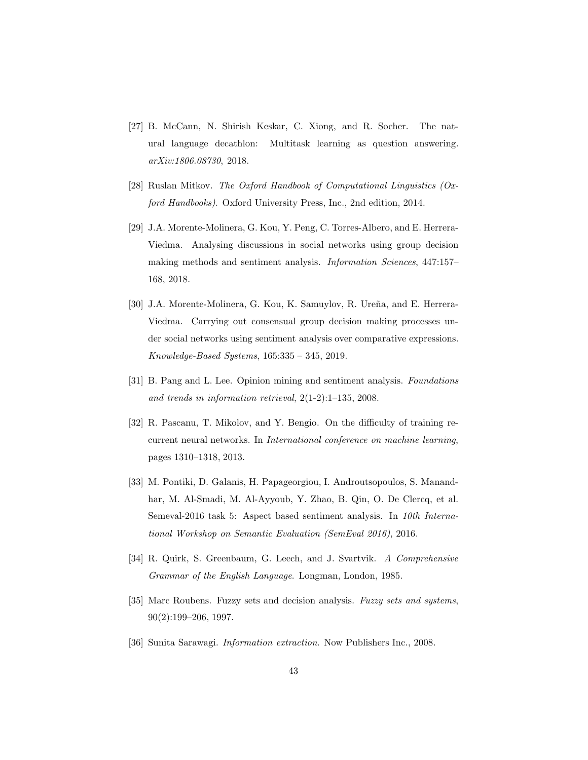[27] B. McCann, N. Shirish Keskar, C. Xiong, and R. Socher. The natural language decathlon: Multitask learning as question answering. *arXiv:1806.08730*, 2018.

[28] Ruslan Mitkov. *The Oxford Handbook of Computational Linguistics (Oxford Handbooks)*. Oxford University Press, Inc., 2nd edition, 2014.

[29] J.A. Morente-Molinera, G. Kou, Y. Peng, C. Torres-Albero, and E. Herrera-Viedma. Analysing discussions in social networks using group decision making methods and sentiment analysis. *Information Sciences*, 447:157–168, 2018.

[30] J.A. Morente-Molinera, G. Kou, K. Samuylov, R. Ureña, and E. Herrera-Viedma. Carrying out consensual group decision making processes under social networks using sentiment analysis over comparative expressions. *Knowledge-Based Systems*, 165:335 – 345, 2019.

[31] B. Pang and L. Lee. Opinion mining and sentiment analysis. *Foundations and trends in information retrieval*, 2(1-2):1–135, 2008.

[32] R. Pascanu, T. Mikolov, and Y. Bengio. On the difficulty of training recurrent neural networks. In *International conference on machine learning*, pages 1310–1318, 2013.

[33] M. Pontiki, D. Galanis, H. Papageorgiou, I. Androutsopoulos, S. Manandhar, M. Al-Smadi, M. Al-Ayyoub, Y. Zhao, B. Qin, O. De Clercq, et al. Semeval-2016 task 5: Aspect based sentiment analysis. In *10th International Workshop on Semantic Evaluation (SemEval 2016)*, 2016.

[34] R. Quirk, S. Greenbaum, G. Leech, and J. Svartvik. *A Comprehensive Grammar of the English Language*. Longman, London, 1985.

[35] Marc Roubens. Fuzzy sets and decision analysis. *Fuzzy sets and systems*, 90(2):199–206, 1997.

[36] Sunita Sarawagi. *Information extraction*. Now Publishers Inc., 2008.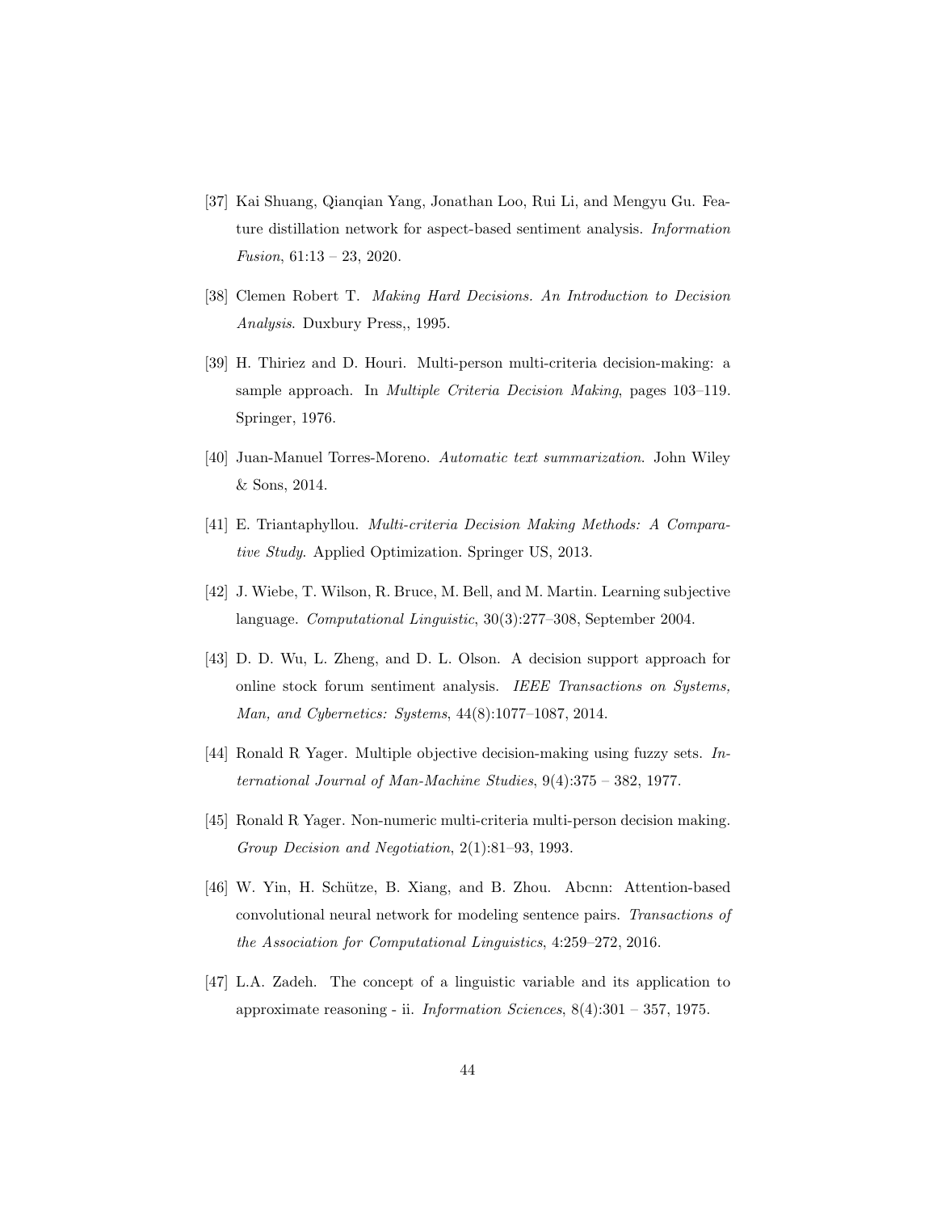[37] Kai Shuang, Qianqian Yang, Jonathan Loo, Rui Li, and Mengyu Gu. Feature distillation network for aspect-based sentiment analysis. *Information Fusion*, 61:13 – 23, 2020.

[38] Clemen Robert T. *Making Hard Decisions. An Introduction to Decision Analysis*. Duxbury Press,, 1995.

[39] H. Thiriez and D. Houri. Multi-person multi-criteria decision-making: a sample approach. In *Multiple Criteria Decision Making*, pages 103–119. Springer, 1976.

[40] Juan-Manuel Torres-Moreno. *Automatic text summarization*. John Wiley & Sons, 2014.

[41] E. Triantaphyllou. *Multi-criteria Decision Making Methods: A Comparative Study*. Applied Optimization. Springer US, 2013.

[42] J. Wiebe, T. Wilson, R. Bruce, M. Bell, and M. Martin. Learning subjective language. *Computational Linguistic*, 30(3):277–308, September 2004.

[43] D. D. Wu, L. Zheng, and D. L. Olson. A decision support approach for online stock forum sentiment analysis. *IEEE Transactions on Systems, Man, and Cybernetics: Systems*, 44(8):1077–1087, 2014.

[44] Ronald R Yager. Multiple objective decision-making using fuzzy sets. *International Journal of Man-Machine Studies*, 9(4):375 – 382, 1977.

[45] Ronald R Yager. Non-numeric multi-criteria multi-person decision making. *Group Decision and Negotiation*, 2(1):81–93, 1993.

[46] W. Yin, H. Schütze, B. Xiang, and B. Zhou. Abcnn: Attention-based convolutional neural network for modeling sentence pairs. *Transactions of the Association for Computational Linguistics*, 4:259–272, 2016.

[47] L.A. Zadeh. The concept of a linguistic variable and its application to approximate reasoning - ii. *Information Sciences*, 8(4):301 – 357, 1975.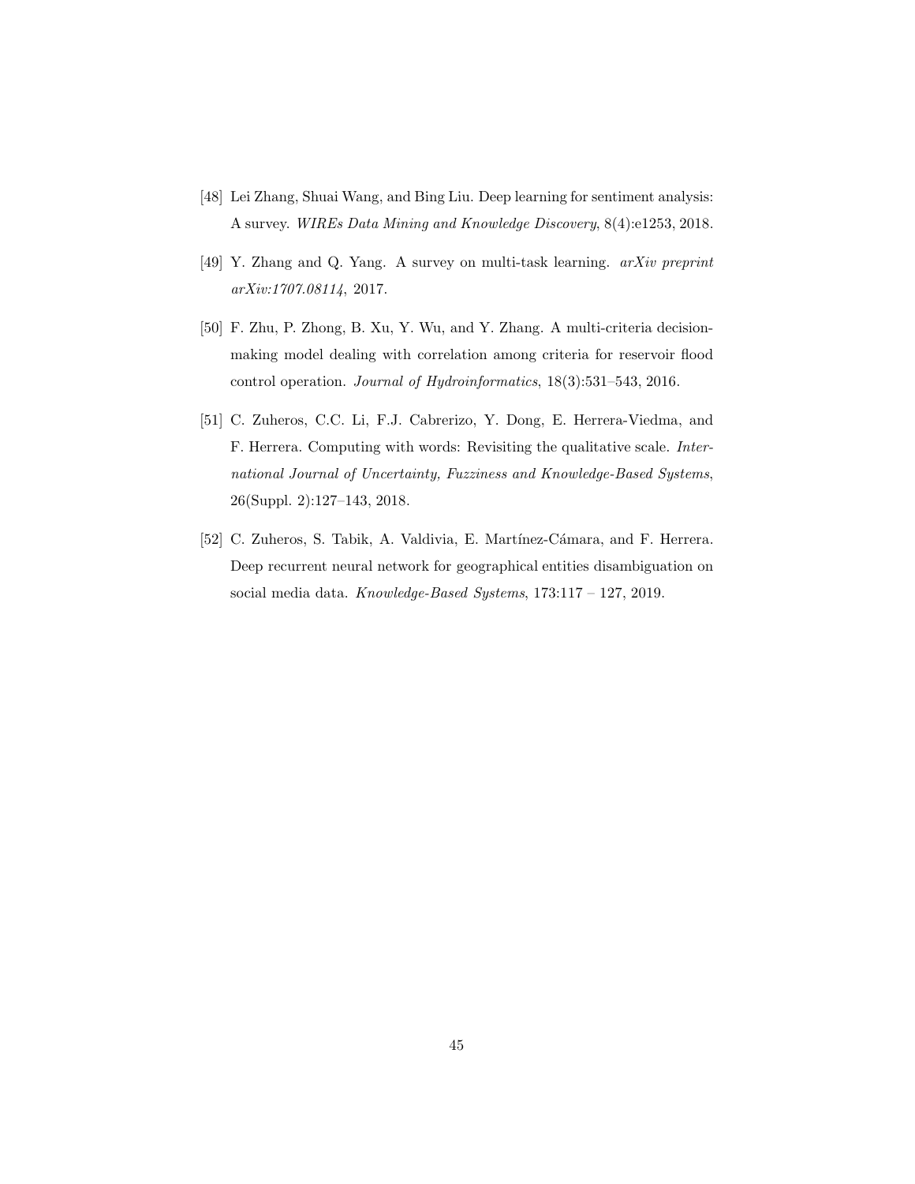[48] Lei Zhang, Shuai Wang, and Bing Liu. Deep learning for sentiment analysis: A survey. *WIREs Data Mining and Knowledge Discovery*, 8(4):e1253, 2018.

[49] Y. Zhang and Q. Yang. A survey on multi-task learning. *arXiv preprint arXiv:1707.08114*, 2017.

[50] F. Zhu, P. Zhong, B. Xu, Y. Wu, and Y. Zhang. A multi-criteria decision-making model dealing with correlation among criteria for reservoir flood control operation. *Journal of Hydroinformatics*, 18(3):531–543, 2016.

[51] C. Zuheros, C.C. Li, F.J. Cabrerizo, Y. Dong, E. Herrera-Viedma, and F. Herrera. Computing with words: Revisiting the qualitative scale. *International Journal of Uncertainty, Fuzziness and Knowledge-Based Systems*, 26(Suppl. 2):127–143, 2018.

[52] C. Zuheros, S. Tabik, A. Valdivia, E. Martínez-Cámara, and F. Herrera. Deep recurrent neural network for geographical entities disambiguation on social media data. *Knowledge-Based Systems*, 173:117 – 127, 2019.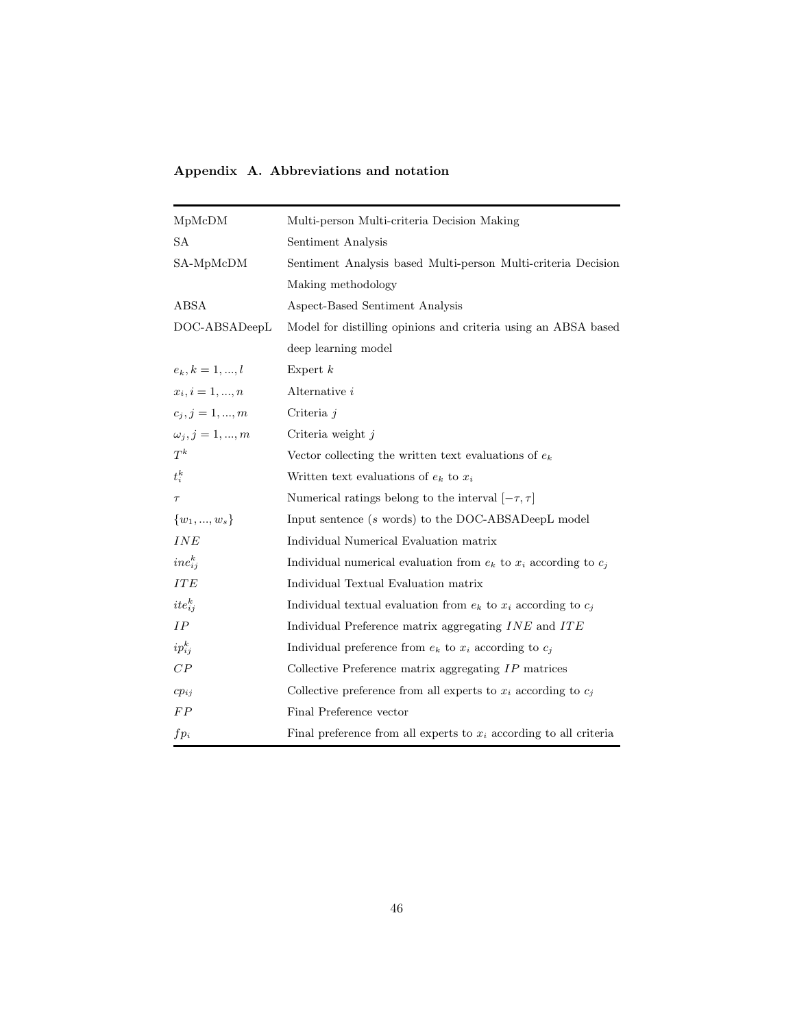## Appendix A. Abbreviations and notation

| | |
|---|---|
| MpMcDM | Multi-person Multi-criteria Decision Making |
| SA | Sentiment Analysis |
| SA-MpMcDM | Sentiment Analysis based Multi-person Multi-criteria Decision Making methodology |
| ABSA | Aspect-Based Sentiment Analysis |
| DOC-ABSADeepL | Model for distilling opinions and criteria using an ABSA based deep learning model |
| $e_k, k = 1, ..., l$ | Expert $k$ |
| $x_i, i = 1, ..., n$ | Alternative $i$ |
| $c_j, j = 1, ..., m$ | Criteria $j$ |
| $\omega_j, j = 1, ..., m$ | Criteria weight $j$ |
| $T^k$ | Vector collecting the written text evaluations of $e_k$ |
| $t_i^k$ | Written text evaluations of $e_k$ to $x_i$ |
| $\tau$ | Numerical ratings belong to the interval $[-\tau, \tau]$ |
| $\{w_1, ..., w_s\}$ | Input sentence ($s$ words) to the DOC-ABSADeepL model |
| $INE$ | Individual Numerical Evaluation matrix |
| $ine_{ij}^k$ | Individual numerical evaluation from $e_k$ to $x_i$ according to $c_j$ |
| $ITE$ | Individual Textual Evaluation matrix |
| $ite_{ij}^k$ | Individual textual evaluation from $e_k$ to $x_i$ according to $c_j$ |
| $IP$ | Individual Preference matrix aggregating $INE$ and $ITE$ |
| $ip_{ij}^k$ | Individual preference from $e_k$ to $x_i$ according to $c_j$ |
| $CP$ | Collective Preference matrix aggregating $IP$ matrices |
| $cp_{ij}$ | Collective preference from all experts to $x_i$ according to $c_j$ |
| $FP$ | Final Preference vector |
| $fp_i$ | Final preference from all experts to $x_i$ according to all criteria |